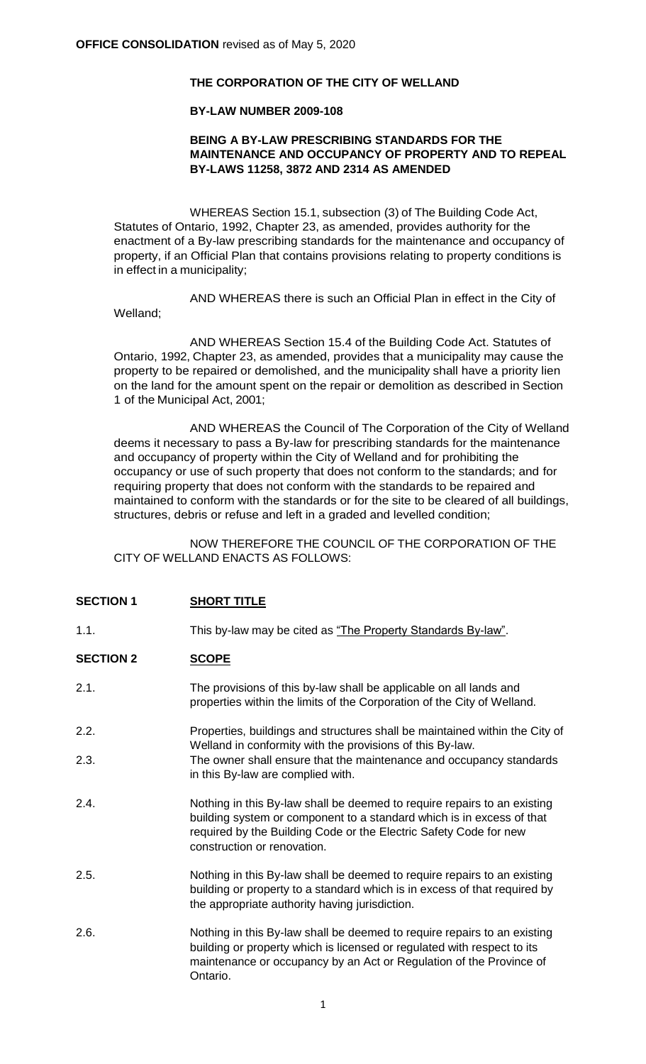**OFFICE CONSOLIDATION** revised as of May 5, 2020

**THE CORPORATION OF THE CITY OF WELLAND**

**BY-LAW NUMBER 2009-108**

**BEING A BY-LAW PRESCRIBING STANDARDS FOR THE MAINTENANCE AND OCCUPANCY OF PROPERTY AND TO REPEAL BY-LAWS 11258, 3872 AND 2314 AS AMENDED**

WHEREAS Section 15.1, subsection (3) of The Building Code Act, Statutes of Ontario, 1992, Chapter 23, as amended, provides authority for the enactment of a By-law prescribing standards for the maintenance and occupancy of property, if an Official Plan that contains provisions relating to property conditions is in effect in a municipality;

AND WHEREAS there is such an Official Plan in effect in the City of Welland;

AND WHEREAS Section 15.4 of the Building Code Act. Statutes of Ontario, 1992, Chapter 23, as amended, provides that a municipality may cause the property to be repaired or demolished, and the municipality shall have a priority lien on the land for the amount spent on the repair or demolition as described in Section 1 of the Municipal Act, 2001;

AND WHEREAS the Council of The Corporation of the City of Welland deems it necessary to pass a By-law for prescribing standards for the maintenance and occupancy of property within the City of Welland and for prohibiting the occupancy or use of such property that does not conform to the standards; and for requiring property that does not conform with the standards to be repaired and maintained to conform with the standards or for the site to be cleared of all buildings, structures, debris or refuse and left in a graded and levelled condition;

NOW THEREFORE THE COUNCIL OF THE CORPORATION OF THE CITY OF WELLAND ENACTS AS FOLLOWS:

## SECTION 1 SHORT TITLE

1.1. This by-law may be cited as "The Property Standards By-law".

## SECTION 2 SCOPE

2.1. The provisions of this by-law shall be applicable on all lands and properties within the limits of the Corporation of the City of Welland.

2.2. Properties, buildings and structures shall be maintained within the City of Welland in conformity with the provisions of this By-law.

2.3. The owner shall ensure that the maintenance and occupancy standards in this By-law are complied with.

2.4. Nothing in this By-law shall be deemed to require repairs to an existing building system or component to a standard which is in excess of that required by the Building Code or the Electric Safety Code for new construction or renovation.

2.5. Nothing in this By-law shall be deemed to require repairs to an existing building or property to a standard which is in excess of that required by the appropriate authority having jurisdiction.

2.6. Nothing in this By-law shall be deemed to require repairs to an existing building or property which is licensed or regulated with respect to its maintenance or occupancy by an Act or Regulation of the Province of Ontario.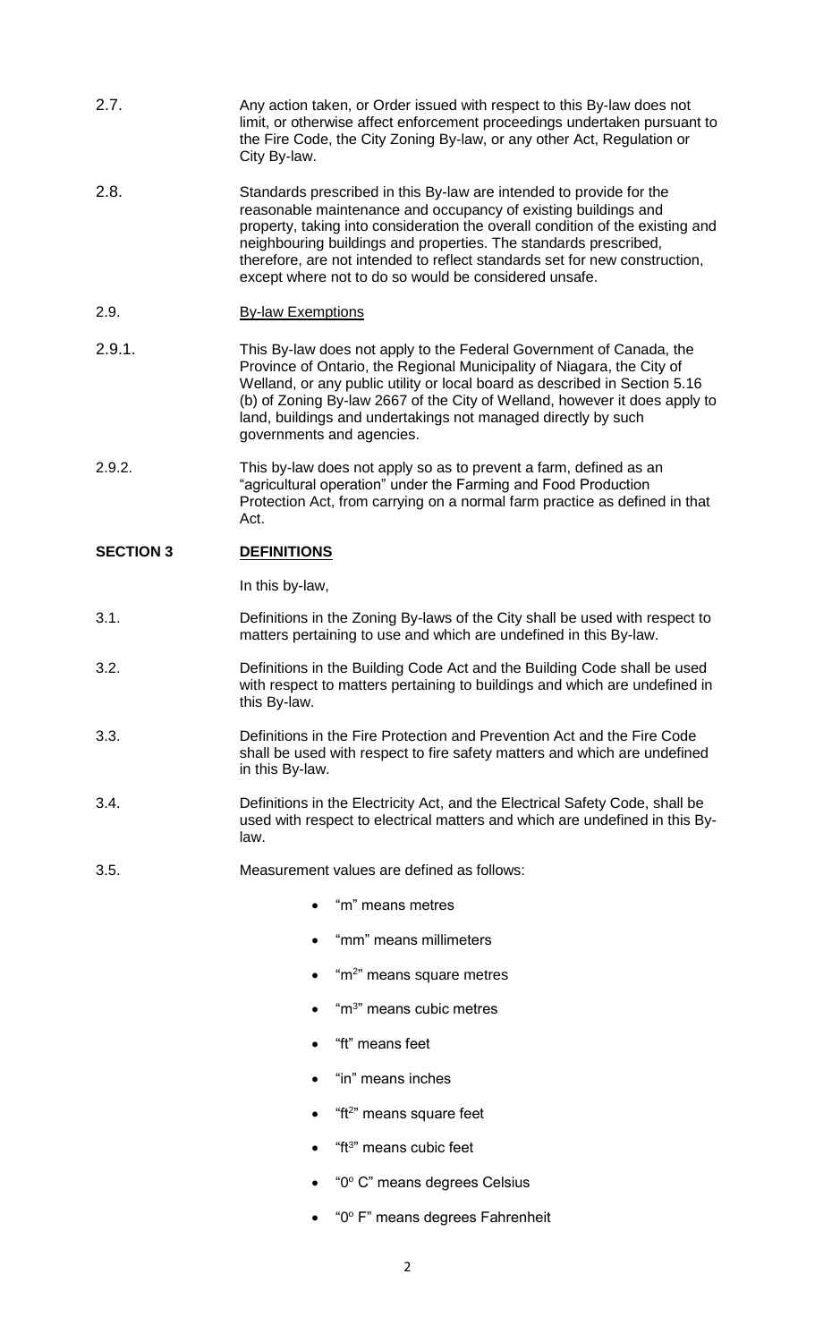2.7. Any action taken, or Order issued with respect to this By-law does not limit, or otherwise affect enforcement proceedings undertaken pursuant to the Fire Code, the City Zoning By-law, or any other Act, Regulation or City By-law.

2.8. Standards prescribed in this By-law are intended to provide for the reasonable maintenance and occupancy of existing buildings and property, taking into consideration the overall condition of the existing and neighbouring buildings and properties. The standards prescribed, therefore, are not intended to reflect standards set for new construction, except where not to do so would be considered unsafe.

2.9. <u>By-law Exemptions</u>

2.9.1. This By-law does not apply to the Federal Government of Canada, the Province of Ontario, the Regional Municipality of Niagara, the City of Welland, or any public utility or local board as described in Section 5.16 (b) of Zoning By-law 2667 of the City of Welland, however it does apply to land, buildings and undertakings not managed directly by such governments and agencies.

2.9.2. This by-law does not apply so as to prevent a farm, defined as an "agricultural operation" under the Farming and Food Production Protection Act, from carrying on a normal farm practice as defined in that Act.

## SECTION 3 DEFINITIONS

In this by-law,

3.1. Definitions in the Zoning By-laws of the City shall be used with respect to matters pertaining to use and which are undefined in this By-law.

3.2. Definitions in the Building Code Act and the Building Code shall be used with respect to matters pertaining to buildings and which are undefined in this By-law.

3.3. Definitions in the Fire Protection and Prevention Act and the Fire Code shall be used with respect to fire safety matters and which are undefined in this By-law.

3.4. Definitions in the Electricity Act, and the Electrical Safety Code, shall be used with respect to electrical matters and which are undefined in this By-law.

3.5. Measurement values are defined as follows:

- "m" means metres
- "mm" means millimeters
- "$m^2$" means square metres
- "$m^3$" means cubic metres
- "ft" means feet
- "in" means inches
- "$ft^2$" means square feet
- "$ft^3$" means cubic feet
- "$0^o$ C" means degrees Celsius
- "$0^o$ F" means degrees Fahrenheit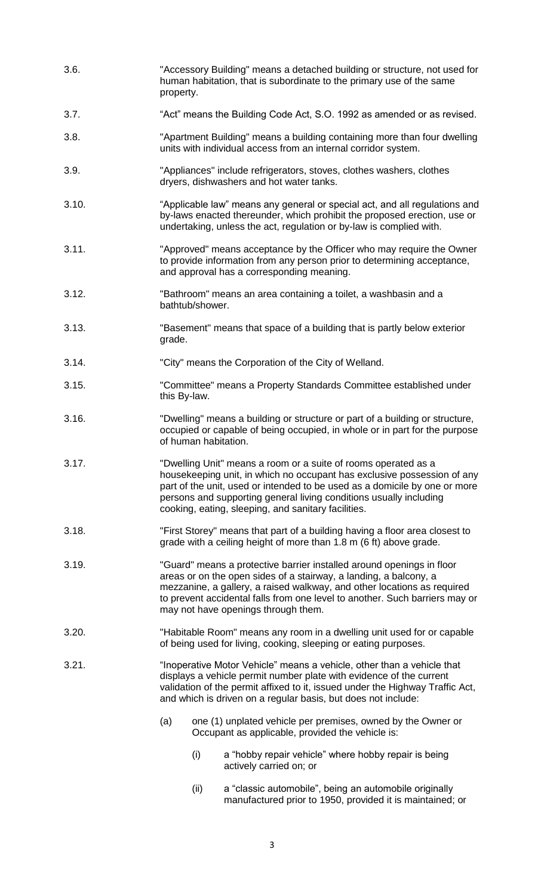3.6. "Accessory Building" means a detached building or structure, not used for human habitation, that is subordinate to the primary use of the same property.

3.7. "Act" means the Building Code Act, S.O. 1992 as amended or as revised.

3.8. "Apartment Building" means a building containing more than four dwelling units with individual access from an internal corridor system.

3.9. "Appliances" include refrigerators, stoves, clothes washers, clothes dryers, dishwashers and hot water tanks.

3.10. "Applicable law" means any general or special act, and all regulations and by-laws enacted thereunder, which prohibit the proposed erection, use or undertaking, unless the act, regulation or by-law is complied with.

3.11. "Approved" means acceptance by the Officer who may require the Owner to provide information from any person prior to determining acceptance, and approval has a corresponding meaning.

3.12. "Bathroom" means an area containing a toilet, a washbasin and a bathtub/shower.

3.13. "Basement" means that space of a building that is partly below exterior grade.

3.14. "City" means the Corporation of the City of Welland.

3.15. "Committee" means a Property Standards Committee established under this By-law.

3.16. "Dwelling" means a building or structure or part of a building or structure, occupied or capable of being occupied, in whole or in part for the purpose of human habitation.

3.17. "Dwelling Unit" means a room or a suite of rooms operated as a housekeeping unit, in which no occupant has exclusive possession of any part of the unit, used or intended to be used as a domicile by one or more persons and supporting general living conditions usually including cooking, eating, sleeping, and sanitary facilities.

3.18. "First Storey" means that part of a building having a floor area closest to grade with a ceiling height of more than 1.8 m (6 ft) above grade.

3.19. "Guard" means a protective barrier installed around openings in floor areas or on the open sides of a stairway, a landing, a balcony, a mezzanine, a gallery, a raised walkway, and other locations as required to prevent accidental falls from one level to another. Such barriers may or may not have openings through them.

3.20. "Habitable Room" means any room in a dwelling unit used for or capable of being used for living, cooking, sleeping or eating purposes.

3.21. "Inoperative Motor Vehicle" means a vehicle, other than a vehicle that displays a vehicle permit number plate with evidence of the current validation of the permit affixed to it, issued under the Highway Traffic Act, and which is driven on a regular basis, but does not include:

(a) one (1) unplated vehicle per premises, owned by the Owner or Occupant as applicable, provided the vehicle is:

(i) a "hobby repair vehicle" where hobby repair is being actively carried on; or

(ii) a "classic automobile", being an automobile originally manufactured prior to 1950, provided it is maintained; or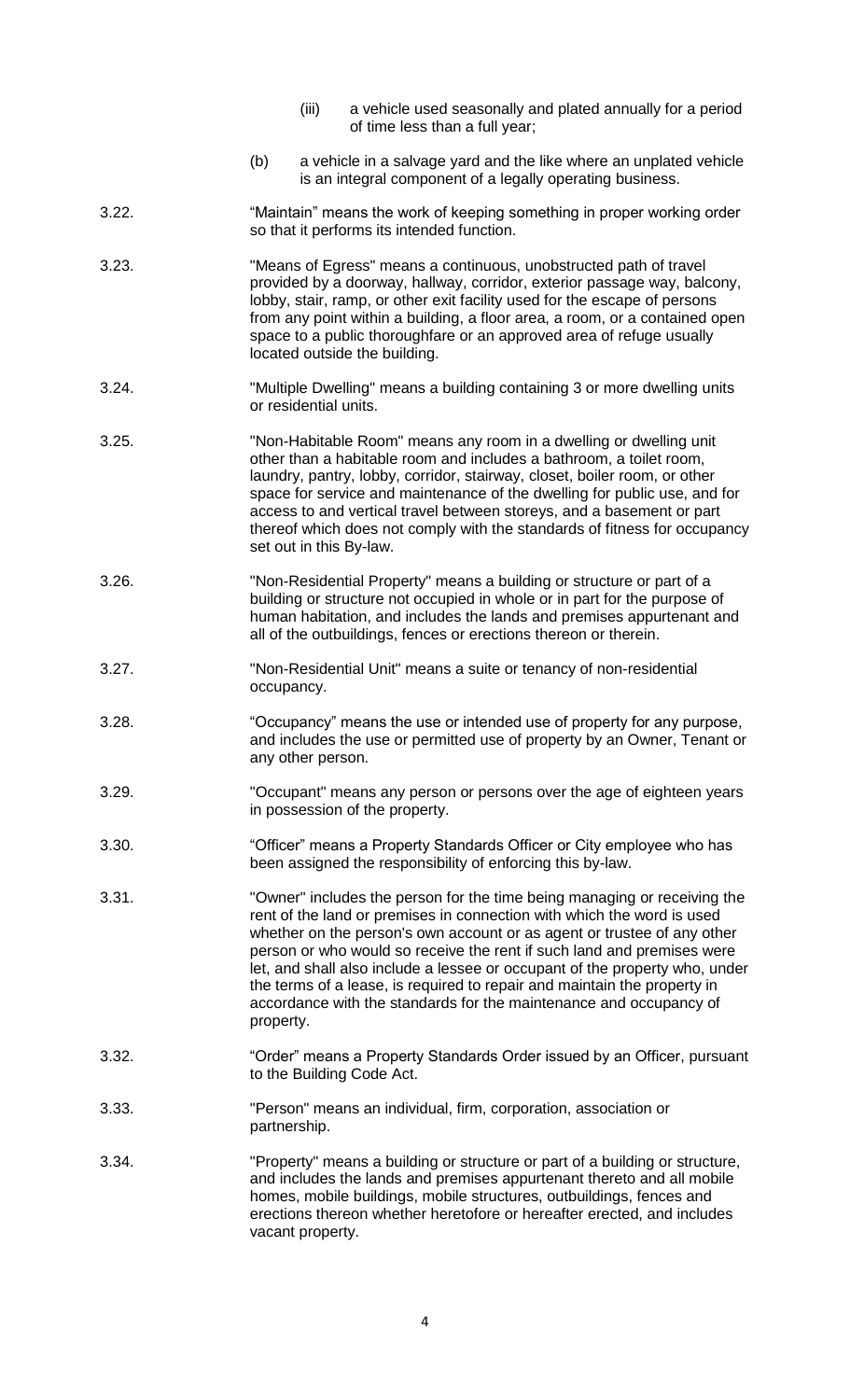(iii) a vehicle used seasonally and plated annually for a period of time less than a full year;

(b) a vehicle in a salvage yard and the like where an unplated vehicle is an integral component of a legally operating business.

3.22. "Maintain" means the work of keeping something in proper working order so that it performs its intended function.

3.23. "Means of Egress" means a continuous, unobstructed path of travel provided by a doorway, hallway, corridor, exterior passage way, balcony, lobby, stair, ramp, or other exit facility used for the escape of persons from any point within a building, a floor area, a room, or a contained open space to a public thoroughfare or an approved area of refuge usually located outside the building.

3.24. "Multiple Dwelling" means a building containing 3 or more dwelling units or residential units.

3.25. "Non-Habitable Room" means any room in a dwelling or dwelling unit other than a habitable room and includes a bathroom, a toilet room, laundry, pantry, lobby, corridor, stairway, closet, boiler room, or other space for service and maintenance of the dwelling for public use, and for access to and vertical travel between storeys, and a basement or part thereof which does not comply with the standards of fitness for occupancy set out in this By-law.

3.26. "Non-Residential Property" means a building or structure or part of a building or structure not occupied in whole or in part for the purpose of human habitation, and includes the lands and premises appurtenant and all of the outbuildings, fences or erections thereon or therein.

3.27. "Non-Residential Unit" means a suite or tenancy of non-residential occupancy.

3.28. "Occupancy" means the use or intended use of property for any purpose, and includes the use or permitted use of property by an Owner, Tenant or any other person.

3.29. "Occupant" means any person or persons over the age of eighteen years in possession of the property.

3.30. "Officer" means a Property Standards Officer or City employee who has been assigned the responsibility of enforcing this by-law.

3.31. "Owner" includes the person for the time being managing or receiving the rent of the land or premises in connection with which the word is used whether on the person's own account or as agent or trustee of any other person or who would so receive the rent if such land and premises were let, and shall also include a lessee or occupant of the property who, under the terms of a lease, is required to repair and maintain the property in accordance with the standards for the maintenance and occupancy of property.

3.32. "Order" means a Property Standards Order issued by an Officer, pursuant to the Building Code Act.

3.33. "Person" means an individual, firm, corporation, association or partnership.

3.34. "Property" means a building or structure or part of a building or structure, and includes the lands and premises appurtenant thereto and all mobile homes, mobile buildings, mobile structures, outbuildings, fences and erections thereon whether heretofore or hereafter erected, and includes vacant property.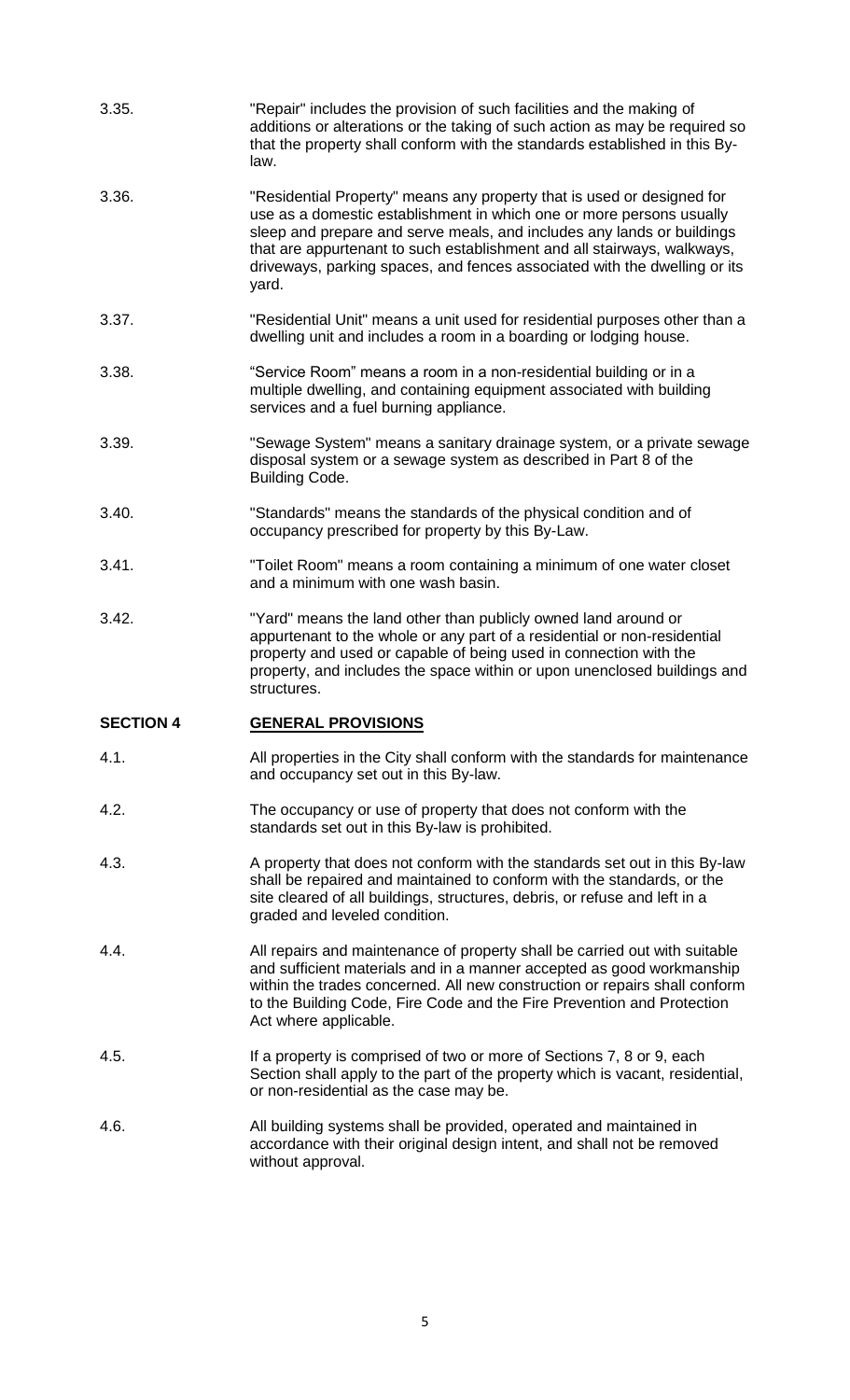3.35. "Repair" includes the provision of such facilities and the making of additions or alterations or the taking of such action as may be required so that the property shall conform with the standards established in this By-law.

3.36. "Residential Property" means any property that is used or designed for use as a domestic establishment in which one or more persons usually sleep and prepare and serve meals, and includes any lands or buildings that are appurtenant to such establishment and all stairways, walkways, driveways, parking spaces, and fences associated with the dwelling or its yard.

3.37. "Residential Unit" means a unit used for residential purposes other than a dwelling unit and includes a room in a boarding or lodging house.

3.38. "Service Room" means a room in a non-residential building or in a multiple dwelling, and containing equipment associated with building services and a fuel burning appliance.

3.39. "Sewage System" means a sanitary drainage system, or a private sewage disposal system or a sewage system as described in Part 8 of the Building Code.

3.40. "Standards" means the standards of the physical condition and of occupancy prescribed for property by this By-Law.

3.41. "Toilet Room" means a room containing a minimum of one water closet and a minimum with one wash basin.

3.42. "Yard" means the land other than publicly owned land around or appurtenant to the whole or any part of a residential or non-residential property and used or capable of being used in connection with the property, and includes the space within or upon unenclosed buildings and structures.

## SECTION 4 GENERAL PROVISIONS

4.1. All properties in the City shall conform with the standards for maintenance and occupancy set out in this By-law.

4.2. The occupancy or use of property that does not conform with the standards set out in this By-law is prohibited.

4.3. A property that does not conform with the standards set out in this By-law shall be repaired and maintained to conform with the standards, or the site cleared of all buildings, structures, debris, or refuse and left in a graded and leveled condition.

4.4. All repairs and maintenance of property shall be carried out with suitable and sufficient materials and in a manner accepted as good workmanship within the trades concerned. All new construction or repairs shall conform to the Building Code, Fire Code and the Fire Prevention and Protection Act where applicable.

4.5. If a property is comprised of two or more of Sections 7, 8 or 9, each Section shall apply to the part of the property which is vacant, residential, or non-residential as the case may be.

4.6. All building systems shall be provided, operated and maintained in accordance with their original design intent, and shall not be removed without approval.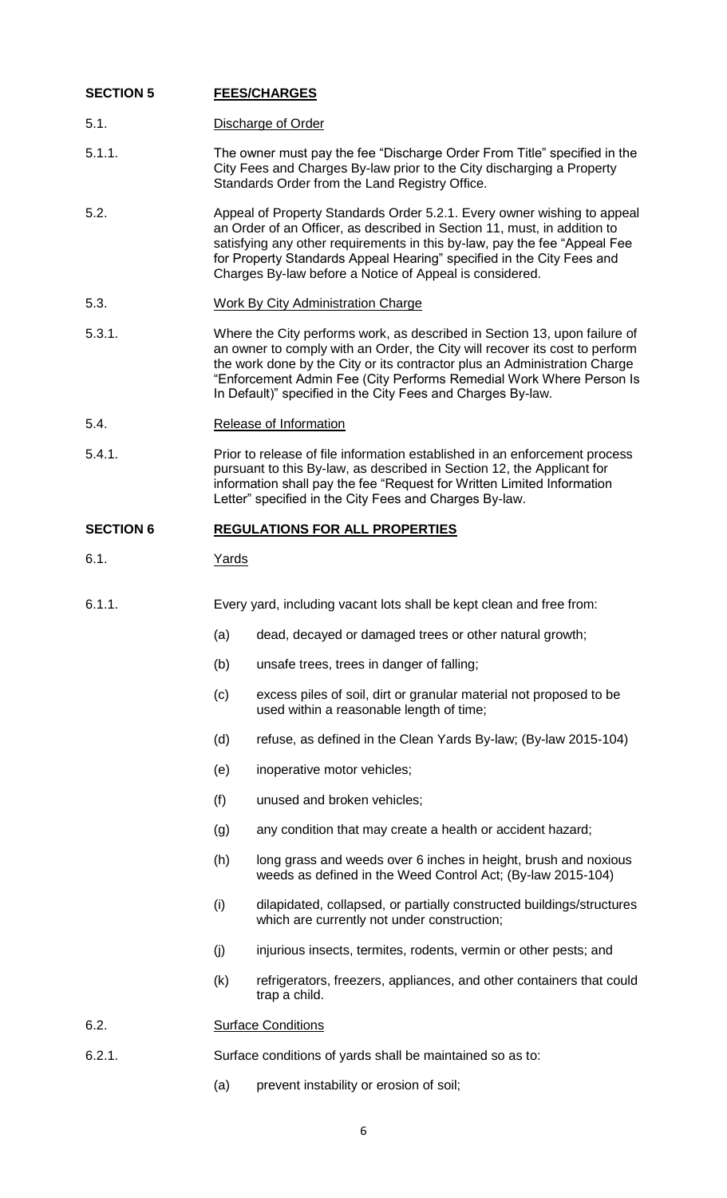## SECTION 5 FEES/CHARGES

5.1. Discharge of Order

5.1.1. The owner must pay the fee "Discharge Order From Title" specified in the City Fees and Charges By-law prior to the City discharging a Property Standards Order from the Land Registry Office.

5.2. Appeal of Property Standards Order 5.2.1. Every owner wishing to appeal an Order of an Officer, as described in Section 11, must, in addition to satisfying any other requirements in this by-law, pay the fee "Appeal Fee for Property Standards Appeal Hearing" specified in the City Fees and Charges By-law before a Notice of Appeal is considered.

5.3. Work By City Administration Charge

5.3.1. Where the City performs work, as described in Section 13, upon failure of an owner to comply with an Order, the City will recover its cost to perform the work done by the City or its contractor plus an Administration Charge "Enforcement Admin Fee (City Performs Remedial Work Where Person Is In Default)" specified in the City Fees and Charges By-law.

5.4. Release of Information

5.4.1. Prior to release of file information established in an enforcement process pursuant to this By-law, as described in Section 12, the Applicant for information shall pay the fee "Request for Written Limited Information Letter" specified in the City Fees and Charges By-law.

## SECTION 6 REGULATIONS FOR ALL PROPERTIES

6.1. Yards

6.1.1. Every yard, including vacant lots shall be kept clean and free from:

(a) dead, decayed or damaged trees or other natural growth;

(b) unsafe trees, trees in danger of falling;

(c) excess piles of soil, dirt or granular material not proposed to be used within a reasonable length of time;

(d) refuse, as defined in the Clean Yards By-law; (By-law 2015-104)

(e) inoperative motor vehicles;

(f) unused and broken vehicles;

(g) any condition that may create a health or accident hazard;

(h) long grass and weeds over 6 inches in height, brush and noxious weeds as defined in the Weed Control Act; (By-law 2015-104)

(i) dilapidated, collapsed, or partially constructed buildings/structures which are currently not under construction;

(j) injurious insects, termites, rodents, vermin or other pests; and

(k) refrigerators, freezers, appliances, and other containers that could trap a child.

6.2. Surface Conditions

6.2.1. Surface conditions of yards shall be maintained so as to:

(a) prevent instability or erosion of soil;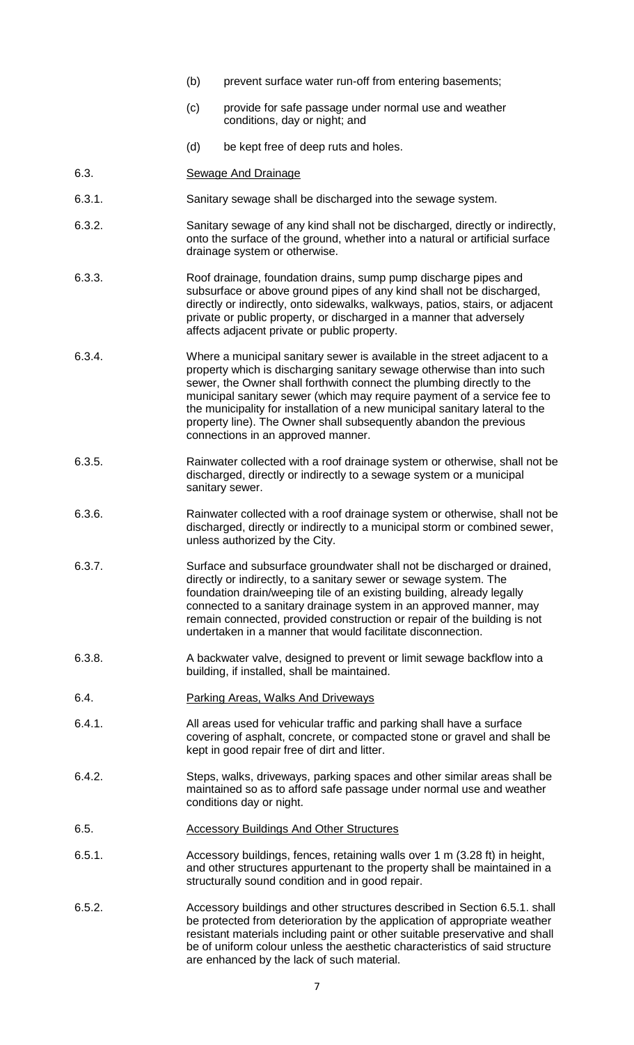(b) prevent surface water run-off from entering basements;

(c) provide for safe passage under normal use and weather conditions, day or night; and

(d) be kept free of deep ruts and holes.

6.3. Sewage And Drainage

6.3.1. Sanitary sewage shall be discharged into the sewage system.

6.3.2. Sanitary sewage of any kind shall not be discharged, directly or indirectly, onto the surface of the ground, whether into a natural or artificial surface drainage system or otherwise.

6.3.3. Roof drainage, foundation drains, sump pump discharge pipes and subsurface or above ground pipes of any kind shall not be discharged, directly or indirectly, onto sidewalks, walkways, patios, stairs, or adjacent private or public property, or discharged in a manner that adversely affects adjacent private or public property.

6.3.4. Where a municipal sanitary sewer is available in the street adjacent to a property which is discharging sanitary sewage otherwise than into such sewer, the Owner shall forthwith connect the plumbing directly to the municipal sanitary sewer (which may require payment of a service fee to the municipality for installation of a new municipal sanitary lateral to the property line). The Owner shall subsequently abandon the previous connections in an approved manner.

6.3.5. Rainwater collected with a roof drainage system or otherwise, shall not be discharged, directly or indirectly to a sewage system or a municipal sanitary sewer.

6.3.6. Rainwater collected with a roof drainage system or otherwise, shall not be discharged, directly or indirectly to a municipal storm or combined sewer, unless authorized by the City.

6.3.7. Surface and subsurface groundwater shall not be discharged or drained, directly or indirectly, to a sanitary sewer or sewage system. The foundation drain/weeping tile of an existing building, already legally connected to a sanitary drainage system in an approved manner, may remain connected, provided construction or repair of the building is not undertaken in a manner that would facilitate disconnection.

6.3.8. A backwater valve, designed to prevent or limit sewage backflow into a building, if installed, shall be maintained.

6.4. Parking Areas, Walks And Driveways

6.4.1. All areas used for vehicular traffic and parking shall have a surface covering of asphalt, concrete, or compacted stone or gravel and shall be kept in good repair free of dirt and litter.

6.4.2. Steps, walks, driveways, parking spaces and other similar areas shall be maintained so as to afford safe passage under normal use and weather conditions day or night.

6.5. Accessory Buildings And Other Structures

6.5.1. Accessory buildings, fences, retaining walls over 1 m (3.28 ft) in height, and other structures appurtenant to the property shall be maintained in a structurally sound condition and in good repair.

6.5.2. Accessory buildings and other structures described in Section 6.5.1. shall be protected from deterioration by the application of appropriate weather resistant materials including paint or other suitable preservative and shall be of uniform colour unless the aesthetic characteristics of said structure are enhanced by the lack of such material.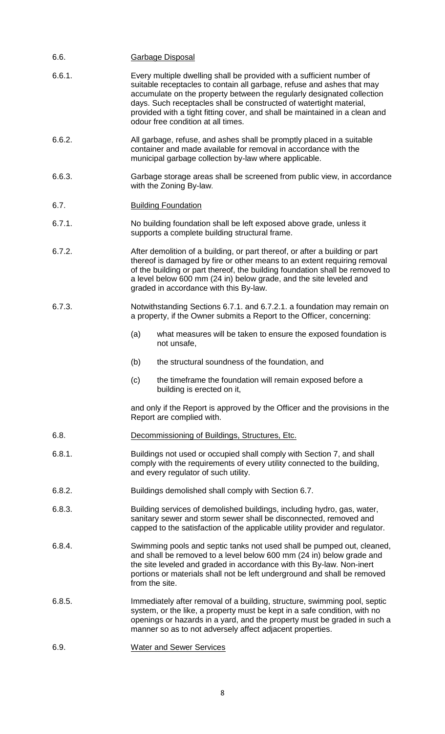6.6. <u>Garbage Disposal</u>

6.6.1. Every multiple dwelling shall be provided with a sufficient number of suitable receptacles to contain all garbage, refuse and ashes that may accumulate on the property between the regularly designated collection days. Such receptacles shall be constructed of watertight material, provided with a tight fitting cover, and shall be maintained in a clean and odour free condition at all times.

6.6.2. All garbage, refuse, and ashes shall be promptly placed in a suitable container and made available for removal in accordance with the municipal garbage collection by-law where applicable.

6.6.3. Garbage storage areas shall be screened from public view, in accordance with the Zoning By-law.

6.7. <u>Building Foundation</u>

6.7.1. No building foundation shall be left exposed above grade, unless it supports a complete building structural frame.

6.7.2. After demolition of a building, or part thereof, or after a building or part thereof is damaged by fire or other means to an extent requiring removal of the building or part thereof, the building foundation shall be removed to a level below 600 mm (24 in) below grade, and the site leveled and graded in accordance with this By-law.

6.7.3. Notwithstanding Sections 6.7.1. and 6.7.2.1. a foundation may remain on a property, if the Owner submits a Report to the Officer, concerning:

(a) what measures will be taken to ensure the exposed foundation is not unsafe,

(b) the structural soundness of the foundation, and

(c) the timeframe the foundation will remain exposed before a building is erected on it,

and only if the Report is approved by the Officer and the provisions in the Report are complied with.

6.8. <u>Decommissioning of Buildings, Structures, Etc.</u>

6.8.1. Buildings not used or occupied shall comply with Section 7, and shall comply with the requirements of every utility connected to the building, and every regulator of such utility.

6.8.2. Buildings demolished shall comply with Section 6.7.

6.8.3. Building services of demolished buildings, including hydro, gas, water, sanitary sewer and storm sewer shall be disconnected, removed and capped to the satisfaction of the applicable utility provider and regulator.

6.8.4. Swimming pools and septic tanks not used shall be pumped out, cleaned, and shall be removed to a level below 600 mm (24 in) below grade and the site leveled and graded in accordance with this By-law. Non-inert portions or materials shall not be left underground and shall be removed from the site.

6.8.5. Immediately after removal of a building, structure, swimming pool, septic system, or the like, a property must be kept in a safe condition, with no openings or hazards in a yard, and the property must be graded in such a manner so as to not adversely affect adjacent properties.

6.9. <u>Water and Sewer Services</u>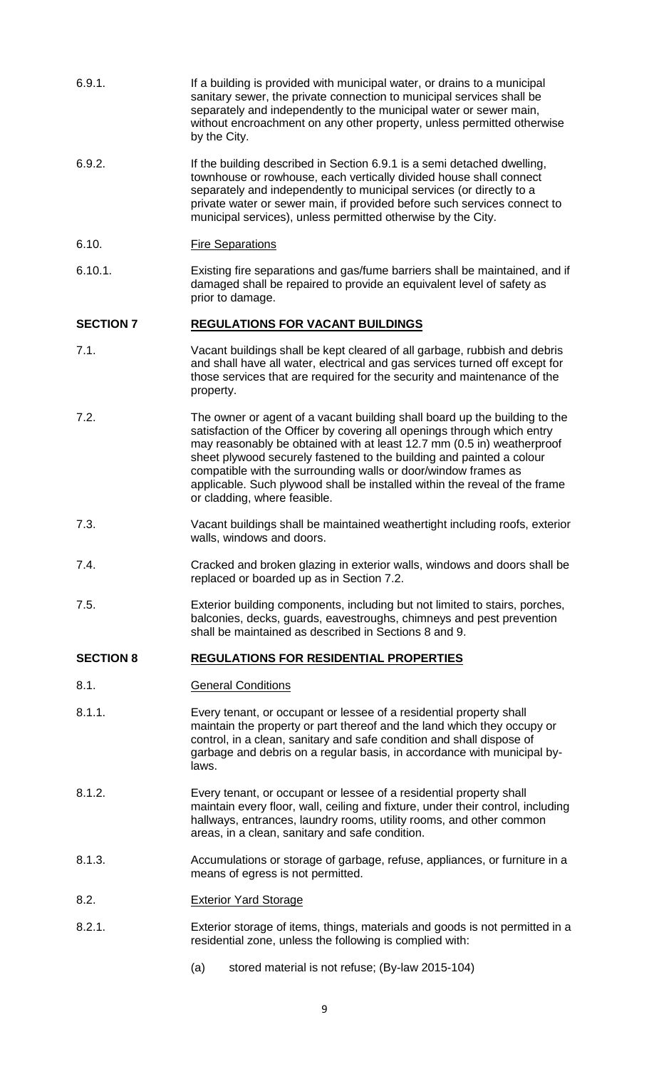6.9.1. If a building is provided with municipal water, or drains to a municipal sanitary sewer, the private connection to municipal services shall be separately and independently to the municipal water or sewer main, without encroachment on any other property, unless permitted otherwise by the City.

6.9.2. If the building described in Section 6.9.1 is a semi detached dwelling, townhouse or rowhouse, each vertically divided house shall connect separately and independently to municipal services (or directly to a private water or sewer main, if provided before such services connect to municipal services), unless permitted otherwise by the City.

6.10. Fire Separations

6.10.1. Existing fire separations and gas/fume barriers shall be maintained, and if damaged shall be repaired to provide an equivalent level of safety as prior to damage.

## SECTION 7 REGULATIONS FOR VACANT BUILDINGS

7.1. Vacant buildings shall be kept cleared of all garbage, rubbish and debris and shall have all water, electrical and gas services turned off except for those services that are required for the security and maintenance of the property.

7.2. The owner or agent of a vacant building shall board up the building to the satisfaction of the Officer by covering all openings through which entry may reasonably be obtained with at least 12.7 mm (0.5 in) weatherproof sheet plywood securely fastened to the building and painted a colour compatible with the surrounding walls or door/window frames as applicable. Such plywood shall be installed within the reveal of the frame or cladding, where feasible.

7.3. Vacant buildings shall be maintained weathertight including roofs, exterior walls, windows and doors.

7.4. Cracked and broken glazing in exterior walls, windows and doors shall be replaced or boarded up as in Section 7.2.

7.5. Exterior building components, including but not limited to stairs, porches, balconies, decks, guards, eavestroughs, chimneys and pest prevention shall be maintained as described in Sections 8 and 9.

## SECTION 8 REGULATIONS FOR RESIDENTIAL PROPERTIES

8.1. General Conditions

8.1.1. Every tenant, or occupant or lessee of a residential property shall maintain the property or part thereof and the land which they occupy or control, in a clean, sanitary and safe condition and shall dispose of garbage and debris on a regular basis, in accordance with municipal by-laws.

8.1.2. Every tenant, or occupant or lessee of a residential property shall maintain every floor, wall, ceiling and fixture, under their control, including hallways, entrances, laundry rooms, utility rooms, and other common areas, in a clean, sanitary and safe condition.

8.1.3. Accumulations or storage of garbage, refuse, appliances, or furniture in a means of egress is not permitted.

8.2. Exterior Yard Storage

8.2.1. Exterior storage of items, things, materials and goods is not permitted in a residential zone, unless the following is complied with:

(a) stored material is not refuse; (By-law 2015-104)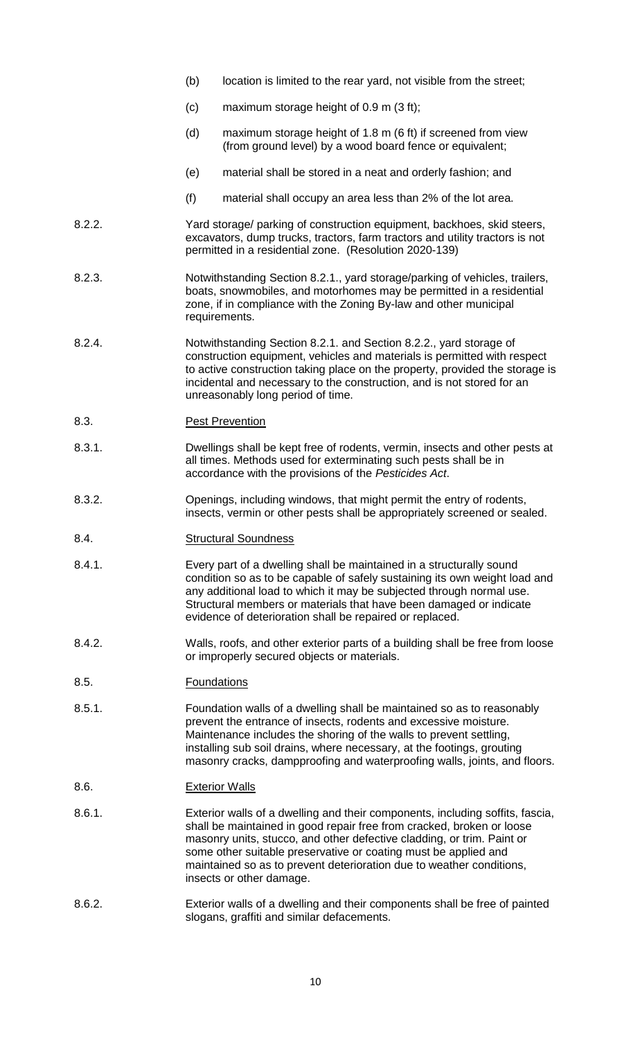(b) location is limited to the rear yard, not visible from the street;

(c) maximum storage height of 0.9 m (3 ft);

(d) maximum storage height of 1.8 m (6 ft) if screened from view (from ground level) by a wood board fence or equivalent;

(e) material shall be stored in a neat and orderly fashion; and

(f) material shall occupy an area less than 2% of the lot area.

8.2.2. Yard storage/ parking of construction equipment, backhoes, skid steers, excavators, dump trucks, tractors, farm tractors and utility tractors is not permitted in a residential zone. (Resolution 2020-139)

8.2.3. Notwithstanding Section 8.2.1., yard storage/parking of vehicles, trailers, boats, snowmobiles, and motorhomes may be permitted in a residential zone, if in compliance with the Zoning By-law and other municipal requirements.

8.2.4. Notwithstanding Section 8.2.1. and Section 8.2.2., yard storage of construction equipment, vehicles and materials is permitted with respect to active construction taking place on the property, provided the storage is incidental and necessary to the construction, and is not stored for an unreasonably long period of time.

8.3. <u>Pest Prevention</u>

8.3.1. Dwellings shall be kept free of rodents, vermin, insects and other pests at all times. Methods used for exterminating such pests shall be in accordance with the provisions of the *Pesticides Act*.

8.3.2. Openings, including windows, that might permit the entry of rodents, insects, vermin or other pests shall be appropriately screened or sealed.

8.4. <u>Structural Soundness</u>

8.4.1. Every part of a dwelling shall be maintained in a structurally sound condition so as to be capable of safely sustaining its own weight load and any additional load to which it may be subjected through normal use. Structural members or materials that have been damaged or indicate evidence of deterioration shall be repaired or replaced.

8.4.2. Walls, roofs, and other exterior parts of a building shall be free from loose or improperly secured objects or materials.

8.5. <u>Foundations</u>

8.5.1. Foundation walls of a dwelling shall be maintained so as to reasonably prevent the entrance of insects, rodents and excessive moisture. Maintenance includes the shoring of the walls to prevent settling, installing sub soil drains, where necessary, at the footings, grouting masonry cracks, dampproofing and waterproofing walls, joints, and floors.

8.6. <u>Exterior Walls</u>

8.6.1. Exterior walls of a dwelling and their components, including soffits, fascia, shall be maintained in good repair free from cracked, broken or loose masonry units, stucco, and other defective cladding, or trim. Paint or some other suitable preservative or coating must be applied and maintained so as to prevent deterioration due to weather conditions, insects or other damage.

8.6.2. Exterior walls of a dwelling and their components shall be free of painted slogans, graffiti and similar defacements.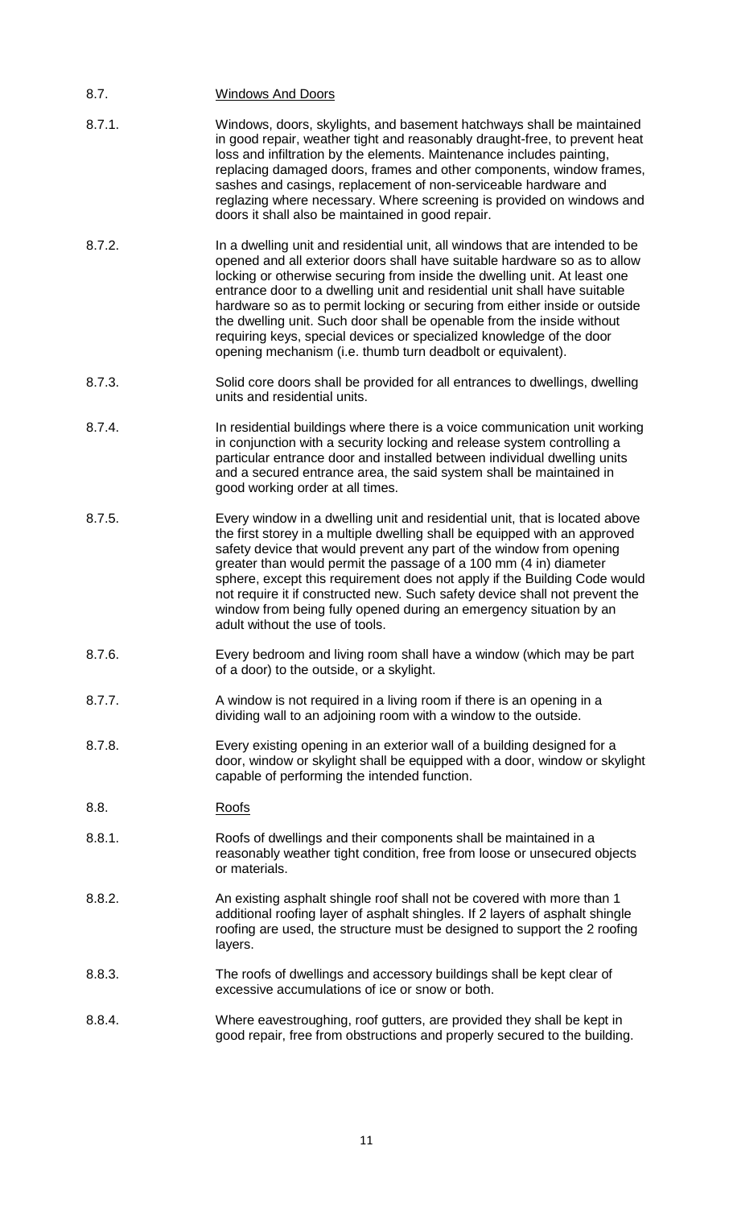## 8.7. Windows And Doors

8.7.1. Windows, doors, skylights, and basement hatchways shall be maintained in good repair, weather tight and reasonably draught-free, to prevent heat loss and infiltration by the elements. Maintenance includes painting, replacing damaged doors, frames and other components, window frames, sashes and casings, replacement of non-serviceable hardware and reglazing where necessary. Where screening is provided on windows and doors it shall also be maintained in good repair.

8.7.2. In a dwelling unit and residential unit, all windows that are intended to be opened and all exterior doors shall have suitable hardware so as to allow locking or otherwise securing from inside the dwelling unit. At least one entrance door to a dwelling unit and residential unit shall have suitable hardware so as to permit locking or securing from either inside or outside the dwelling unit. Such door shall be openable from the inside without requiring keys, special devices or specialized knowledge of the door opening mechanism (i.e. thumb turn deadbolt or equivalent).

8.7.3. Solid core doors shall be provided for all entrances to dwellings, dwelling units and residential units.

8.7.4. In residential buildings where there is a voice communication unit working in conjunction with a security locking and release system controlling a particular entrance door and installed between individual dwelling units and a secured entrance area, the said system shall be maintained in good working order at all times.

8.7.5. Every window in a dwelling unit and residential unit, that is located above the first storey in a multiple dwelling shall be equipped with an approved safety device that would prevent any part of the window from opening greater than would permit the passage of a 100 mm (4 in) diameter sphere, except this requirement does not apply if the Building Code would not require it if constructed new. Such safety device shall not prevent the window from being fully opened during an emergency situation by an adult without the use of tools.

8.7.6. Every bedroom and living room shall have a window (which may be part of a door) to the outside, or a skylight.

8.7.7. A window is not required in a living room if there is an opening in a dividing wall to an adjoining room with a window to the outside.

8.7.8. Every existing opening in an exterior wall of a building designed for a door, window or skylight shall be equipped with a door, window or skylight capable of performing the intended function.

## 8.8. Roofs

8.8.1. Roofs of dwellings and their components shall be maintained in a reasonably weather tight condition, free from loose or unsecured objects or materials.

8.8.2. An existing asphalt shingle roof shall not be covered with more than 1 additional roofing layer of asphalt shingles. If 2 layers of asphalt shingle roofing are used, the structure must be designed to support the 2 roofing layers.

8.8.3. The roofs of dwellings and accessory buildings shall be kept clear of excessive accumulations of ice or snow or both.

8.8.4. Where eavestroughing, roof gutters, are provided they shall be kept in good repair, free from obstructions and properly secured to the building.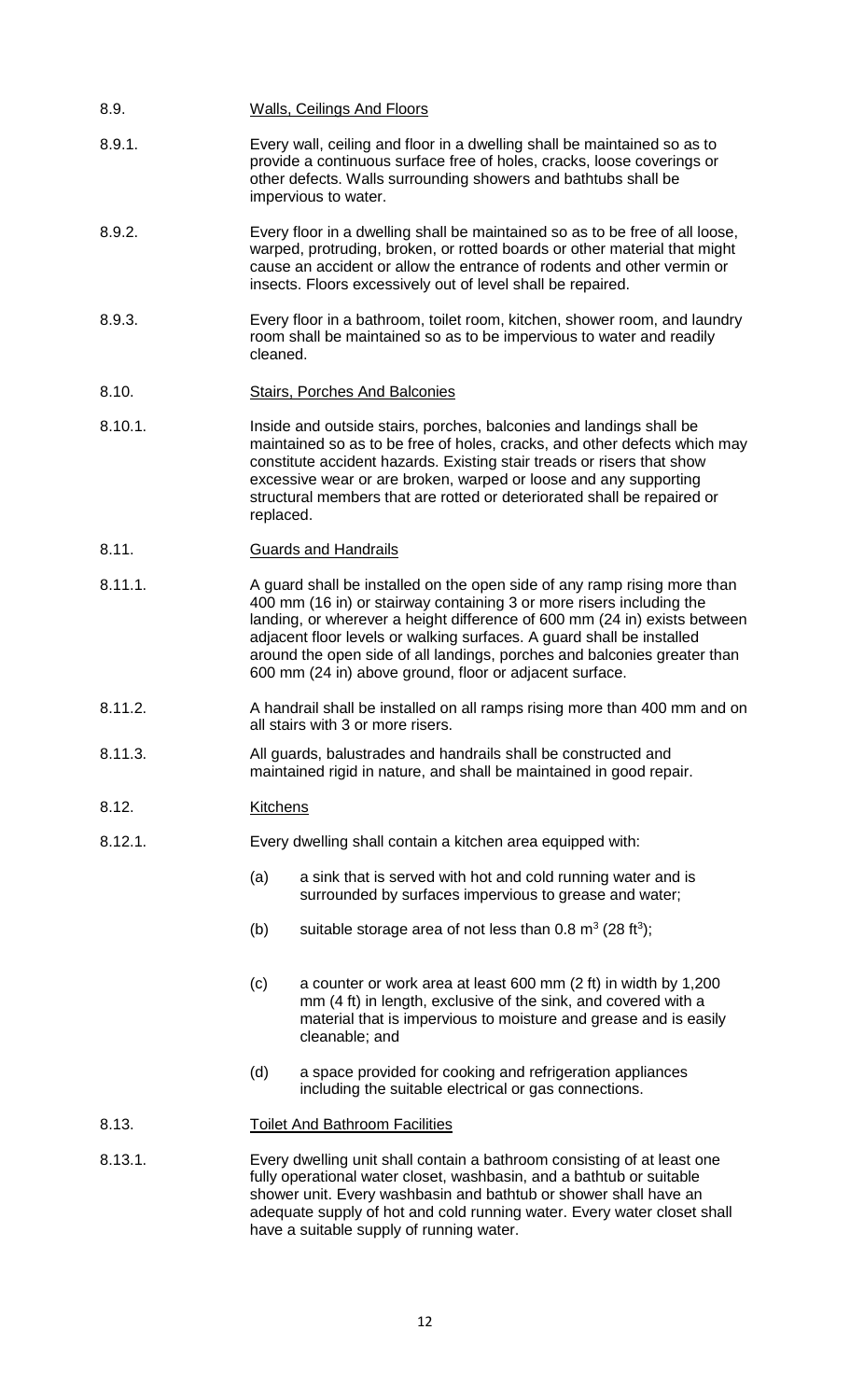## 8.9. Walls, Ceilings And Floors

8.9.1. Every wall, ceiling and floor in a dwelling shall be maintained so as to provide a continuous surface free of holes, cracks, loose coverings or other defects. Walls surrounding showers and bathtubs shall be impervious to water.

8.9.2. Every floor in a dwelling shall be maintained so as to be free of all loose, warped, protruding, broken, or rotted boards or other material that might cause an accident or allow the entrance of rodents and other vermin or insects. Floors excessively out of level shall be repaired.

8.9.3. Every floor in a bathroom, toilet room, kitchen, shower room, and laundry room shall be maintained so as to be impervious to water and readily cleaned.

## 8.10. Stairs, Porches And Balconies

8.10.1. Inside and outside stairs, porches, balconies and landings shall be maintained so as to be free of holes, cracks, and other defects which may constitute accident hazards. Existing stair treads or risers that show excessive wear or are broken, warped or loose and any supporting structural members that are rotted or deteriorated shall be repaired or replaced.

## 8.11. Guards and Handrails

8.11.1. A guard shall be installed on the open side of any ramp rising more than 400 mm (16 in) or stairway containing 3 or more risers including the landing, or wherever a height difference of 600 mm (24 in) exists between adjacent floor levels or walking surfaces. A guard shall be installed around the open side of all landings, porches and balconies greater than 600 mm (24 in) above ground, floor or adjacent surface.

8.11.2. A handrail shall be installed on all ramps rising more than 400 mm and on all stairs with 3 or more risers.

8.11.3. All guards, balustrades and handrails shall be constructed and maintained rigid in nature, and shall be maintained in good repair.

## 8.12. Kitchens

8.12.1. Every dwelling shall contain a kitchen area equipped with:

(a) a sink that is served with hot and cold running water and is surrounded by surfaces impervious to grease and water;

(b) suitable storage area of not less than 0.8 $m^3$ (28 $ft^3$);

(c) a counter or work area at least 600 mm (2 ft) in width by 1,200 mm (4 ft) in length, exclusive of the sink, and covered with a material that is impervious to moisture and grease and is easily cleanable; and

(d) a space provided for cooking and refrigeration appliances including the suitable electrical or gas connections.

## 8.13. Toilet And Bathroom Facilities

8.13.1. Every dwelling unit shall contain a bathroom consisting of at least one fully operational water closet, washbasin, and a bathtub or suitable shower unit. Every washbasin and bathtub or shower shall have an adequate supply of hot and cold running water. Every water closet shall have a suitable supply of running water.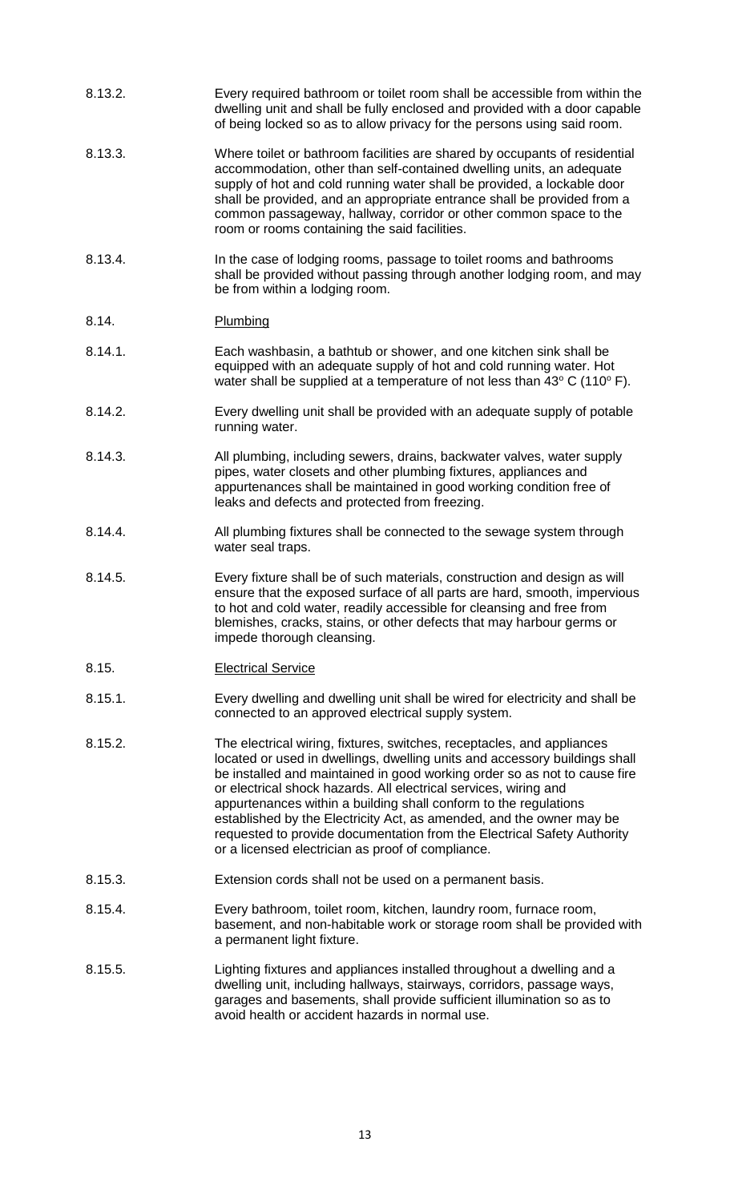8.13.2. Every required bathroom or toilet room shall be accessible from within the dwelling unit and shall be fully enclosed and provided with a door capable of being locked so as to allow privacy for the persons using said room.

8.13.3. Where toilet or bathroom facilities are shared by occupants of residential accommodation, other than self-contained dwelling units, an adequate supply of hot and cold running water shall be provided, a lockable door shall be provided, and an appropriate entrance shall be provided from a common passageway, hallway, corridor or other common space to the room or rooms containing the said facilities.

8.13.4. In the case of lodging rooms, passage to toilet rooms and bathrooms shall be provided without passing through another lodging room, and may be from within a lodging room.

## 8.14. Plumbing

8.14.1. Each washbasin, a bathtub or shower, and one kitchen sink shall be equipped with an adequate supply of hot and cold running water. Hot water shall be supplied at a temperature of not less than $43^{\circ}$ C ($110^{\circ}$ F).

8.14.2. Every dwelling unit shall be provided with an adequate supply of potable running water.

8.14.3. All plumbing, including sewers, drains, backwater valves, water supply pipes, water closets and other plumbing fixtures, appliances and appurtenances shall be maintained in good working condition free of leaks and defects and protected from freezing.

8.14.4. All plumbing fixtures shall be connected to the sewage system through water seal traps.

8.14.5. Every fixture shall be of such materials, construction and design as will ensure that the exposed surface of all parts are hard, smooth, impervious to hot and cold water, readily accessible for cleansing and free from blemishes, cracks, stains, or other defects that may harbour germs or impede thorough cleansing.

## 8.15. Electrical Service

8.15.1. Every dwelling and dwelling unit shall be wired for electricity and shall be connected to an approved electrical supply system.

8.15.2. The electrical wiring, fixtures, switches, receptacles, and appliances located or used in dwellings, dwelling units and accessory buildings shall be installed and maintained in good working order so as not to cause fire or electrical shock hazards. All electrical services, wiring and appurtenances within a building shall conform to the regulations established by the Electricity Act, as amended, and the owner may be requested to provide documentation from the Electrical Safety Authority or a licensed electrician as proof of compliance.

8.15.3. Extension cords shall not be used on a permanent basis.

8.15.4. Every bathroom, toilet room, kitchen, laundry room, furnace room, basement, and non-habitable work or storage room shall be provided with a permanent light fixture.

8.15.5. Lighting fixtures and appliances installed throughout a dwelling and a dwelling unit, including hallways, stairways, corridors, passage ways, garages and basements, shall provide sufficient illumination so as to avoid health or accident hazards in normal use.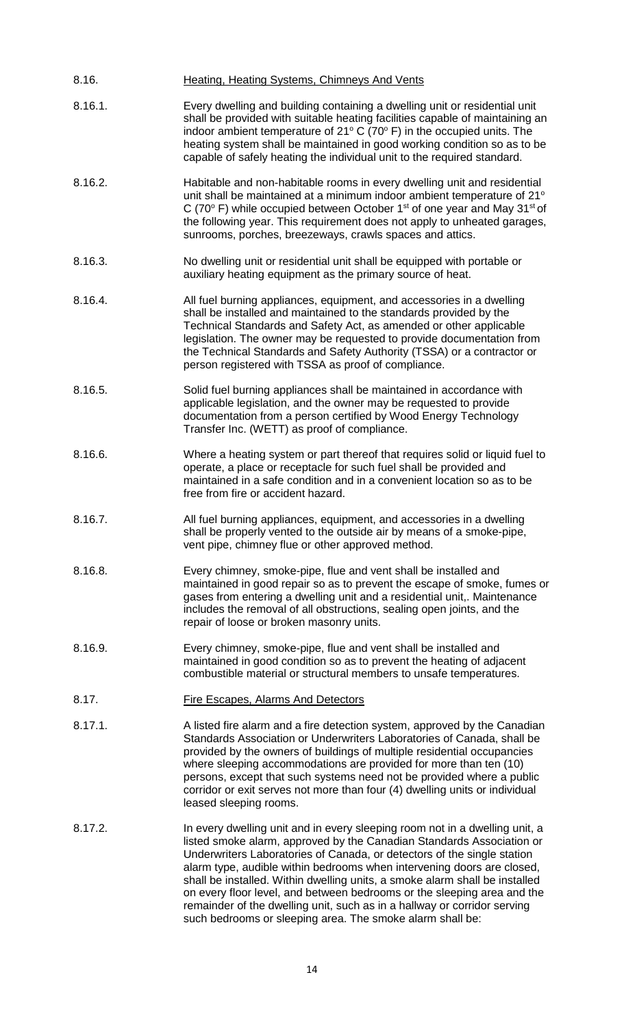8.16. Heating, Heating Systems, Chimneys And Vents

8.16.1. Every dwelling and building containing a dwelling unit or residential unit shall be provided with suitable heating facilities capable of maintaining an indoor ambient temperature of 21° C (70° F) in the occupied units. The heating system shall be maintained in good working condition so as to be capable of safely heating the individual unit to the required standard.

8.16.2. Habitable and non-habitable rooms in every dwelling unit and residential unit shall be maintained at a minimum indoor ambient temperature of 21° C (70° F) while occupied between October 1st of one year and May 31st of the following year. This requirement does not apply to unheated garages, sunrooms, porches, breezeways, crawls spaces and attics.

8.16.3. No dwelling unit or residential unit shall be equipped with portable or auxiliary heating equipment as the primary source of heat.

8.16.4. All fuel burning appliances, equipment, and accessories in a dwelling shall be installed and maintained to the standards provided by the Technical Standards and Safety Act, as amended or other applicable legislation. The owner may be requested to provide documentation from the Technical Standards and Safety Authority (TSSA) or a contractor or person registered with TSSA as proof of compliance.

8.16.5. Solid fuel burning appliances shall be maintained in accordance with applicable legislation, and the owner may be requested to provide documentation from a person certified by Wood Energy Technology Transfer Inc. (WETT) as proof of compliance.

8.16.6. Where a heating system or part thereof that requires solid or liquid fuel to operate, a place or receptacle for such fuel shall be provided and maintained in a safe condition and in a convenient location so as to be free from fire or accident hazard.

8.16.7. All fuel burning appliances, equipment, and accessories in a dwelling shall be properly vented to the outside air by means of a smoke-pipe, vent pipe, chimney flue or other approved method.

8.16.8. Every chimney, smoke-pipe, flue and vent shall be installed and maintained in good repair so as to prevent the escape of smoke, fumes or gases from entering a dwelling unit and a residential unit,. Maintenance includes the removal of all obstructions, sealing open joints, and the repair of loose or broken masonry units.

8.16.9. Every chimney, smoke-pipe, flue and vent shall be installed and maintained in good condition so as to prevent the heating of adjacent combustible material or structural members to unsafe temperatures.

8.17. Fire Escapes, Alarms And Detectors

8.17.1. A listed fire alarm and a fire detection system, approved by the Canadian Standards Association or Underwriters Laboratories of Canada, shall be provided by the owners of buildings of multiple residential occupancies where sleeping accommodations are provided for more than ten (10) persons, except that such systems need not be provided where a public corridor or exit serves not more than four (4) dwelling units or individual leased sleeping rooms.

8.17.2. In every dwelling unit and in every sleeping room not in a dwelling unit, a listed smoke alarm, approved by the Canadian Standards Association or Underwriters Laboratories of Canada, or detectors of the single station alarm type, audible within bedrooms when intervening doors are closed, shall be installed. Within dwelling units, a smoke alarm shall be installed on every floor level, and between bedrooms or the sleeping area and the remainder of the dwelling unit, such as in a hallway or corridor serving such bedrooms or sleeping area. The smoke alarm shall be: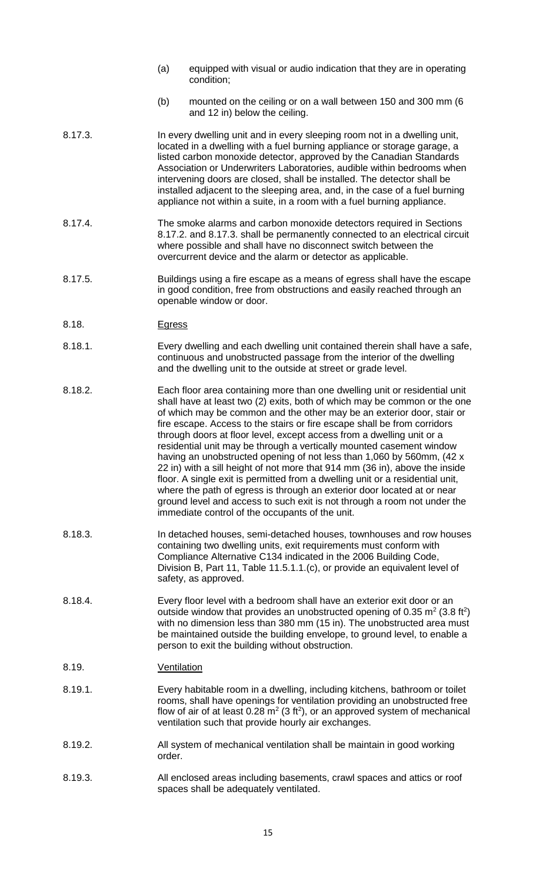(a) equipped with visual or audio indication that they are in operating condition;

(b) mounted on the ceiling or on a wall between 150 and 300 mm (6 and 12 in) below the ceiling.

8.17.3. In every dwelling unit and in every sleeping room not in a dwelling unit, located in a dwelling with a fuel burning appliance or storage garage, a listed carbon monoxide detector, approved by the Canadian Standards Association or Underwriters Laboratories, audible within bedrooms when intervening doors are closed, shall be installed. The detector shall be installed adjacent to the sleeping area, and, in the case of a fuel burning appliance not within a suite, in a room with a fuel burning appliance.

8.17.4. The smoke alarms and carbon monoxide detectors required in Sections 8.17.2. and 8.17.3. shall be permanently connected to an electrical circuit where possible and shall have no disconnect switch between the overcurrent device and the alarm or detector as applicable.

8.17.5. Buildings using a fire escape as a means of egress shall have the escape in good condition, free from obstructions and easily reached through an openable window or door.

8.18. <u>Egress</u>

8.18.1. Every dwelling and each dwelling unit contained therein shall have a safe, continuous and unobstructed passage from the interior of the dwelling and the dwelling unit to the outside at street or grade level.

8.18.2. Each floor area containing more than one dwelling unit or residential unit shall have at least two (2) exits, both of which may be common or the one of which may be common and the other may be an exterior door, stair or fire escape. Access to the stairs or fire escape shall be from corridors through doors at floor level, except access from a dwelling unit or a residential unit may be through a vertically mounted casement window having an unobstructed opening of not less than 1,060 by 560mm, (42 x 22 in) with a sill height of not more that 914 mm (36 in), above the inside floor. A single exit is permitted from a dwelling unit or a residential unit, where the path of egress is through an exterior door located at or near ground level and access to such exit is not through a room not under the immediate control of the occupants of the unit.

8.18.3. In detached houses, semi-detached houses, townhouses and row houses containing two dwelling units, exit requirements must conform with Compliance Alternative C134 indicated in the 2006 Building Code, Division B, Part 11, Table 11.5.1.1.(c), or provide an equivalent level of safety, as approved.

8.18.4. Every floor level with a bedroom shall have an exterior exit door or an outside window that provides an unobstructed opening of 0.35 $m^2$ (3.8 $ft^2$) with no dimension less than 380 mm (15 in). The unobstructed area must be maintained outside the building envelope, to ground level, to enable a person to exit the building without obstruction.

8.19. <u>Ventilation</u>

8.19.1. Every habitable room in a dwelling, including kitchens, bathroom or toilet rooms, shall have openings for ventilation providing an unobstructed free flow of air of at least 0.28 $m^2$ (3 $ft^2$), or an approved system of mechanical ventilation such that provide hourly air exchanges.

8.19.2. All system of mechanical ventilation shall be maintain in good working order.

8.19.3. All enclosed areas including basements, crawl spaces and attics or roof spaces shall be adequately ventilated.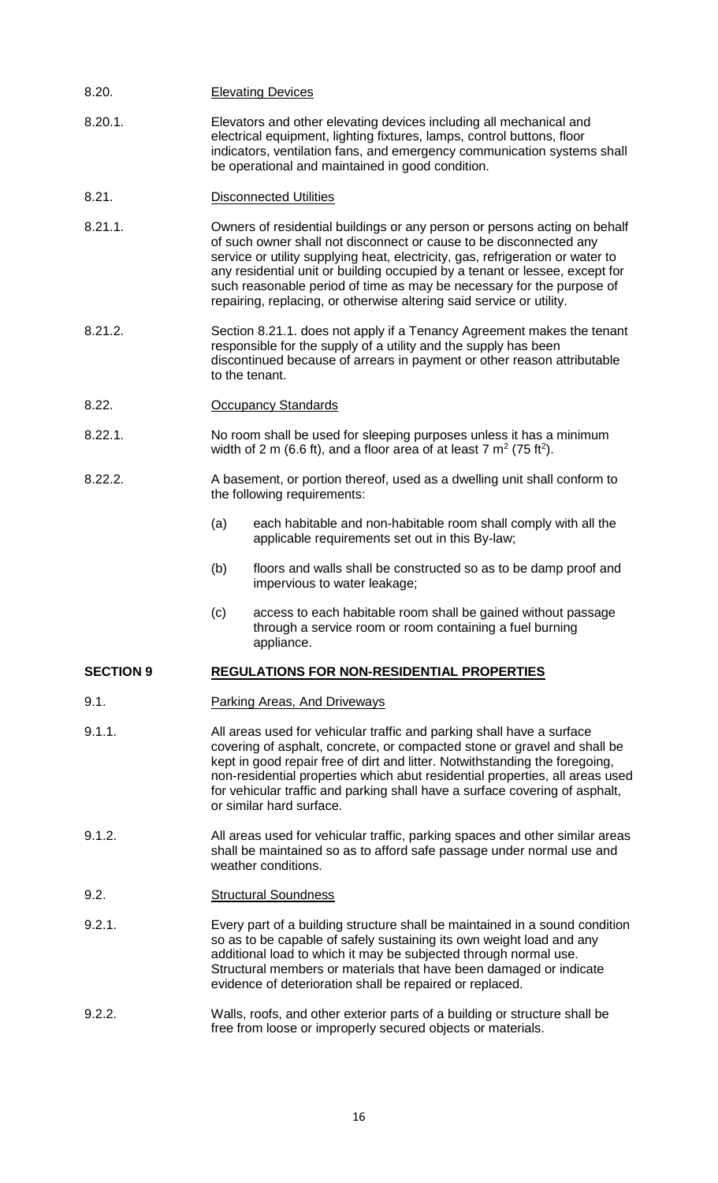8.20. Elevating Devices

8.20.1. Elevators and other elevating devices including all mechanical and electrical equipment, lighting fixtures, lamps, control buttons, floor indicators, ventilation fans, and emergency communication systems shall be operational and maintained in good condition.

8.21. Disconnected Utilities

8.21.1. Owners of residential buildings or any person or persons acting on behalf of such owner shall not disconnect or cause to be disconnected any service or utility supplying heat, electricity, gas, refrigeration or water to any residential unit or building occupied by a tenant or lessee, except for such reasonable period of time as may be necessary for the purpose of repairing, replacing, or otherwise altering said service or utility.

8.21.2. Section 8.21.1. does not apply if a Tenancy Agreement makes the tenant responsible for the supply of a utility and the supply has been discontinued because of arrears in payment or other reason attributable to the tenant.

8.22. Occupancy Standards

8.22.1. No room shall be used for sleeping purposes unless it has a minimum width of 2 m (6.6 ft), and a floor area of at least 7 $m^2$ (75 $ft^2$).

8.22.2. A basement, or portion thereof, used as a dwelling unit shall conform to the following requirements:

(a) each habitable and non-habitable room shall comply with all the applicable requirements set out in this By-law;

(b) floors and walls shall be constructed so as to be damp proof and impervious to water leakage;

(c) access to each habitable room shall be gained without passage through a service room or room containing a fuel burning appliance.

## SECTION 9 REGULATIONS FOR NON-RESIDENTIAL PROPERTIES

9.1. Parking Areas, And Driveways

9.1.1. All areas used for vehicular traffic and parking shall have a surface covering of asphalt, concrete, or compacted stone or gravel and shall be kept in good repair free of dirt and litter. Notwithstanding the foregoing, non-residential properties which abut residential properties, all areas used for vehicular traffic and parking shall have a surface covering of asphalt, or similar hard surface.

9.1.2. All areas used for vehicular traffic, parking spaces and other similar areas shall be maintained so as to afford safe passage under normal use and weather conditions.

9.2. Structural Soundness

9.2.1. Every part of a building structure shall be maintained in a sound condition so as to be capable of safely sustaining its own weight load and any additional load to which it may be subjected through normal use. Structural members or materials that have been damaged or indicate evidence of deterioration shall be repaired or replaced.

9.2.2. Walls, roofs, and other exterior parts of a building or structure shall be free from loose or improperly secured objects or materials.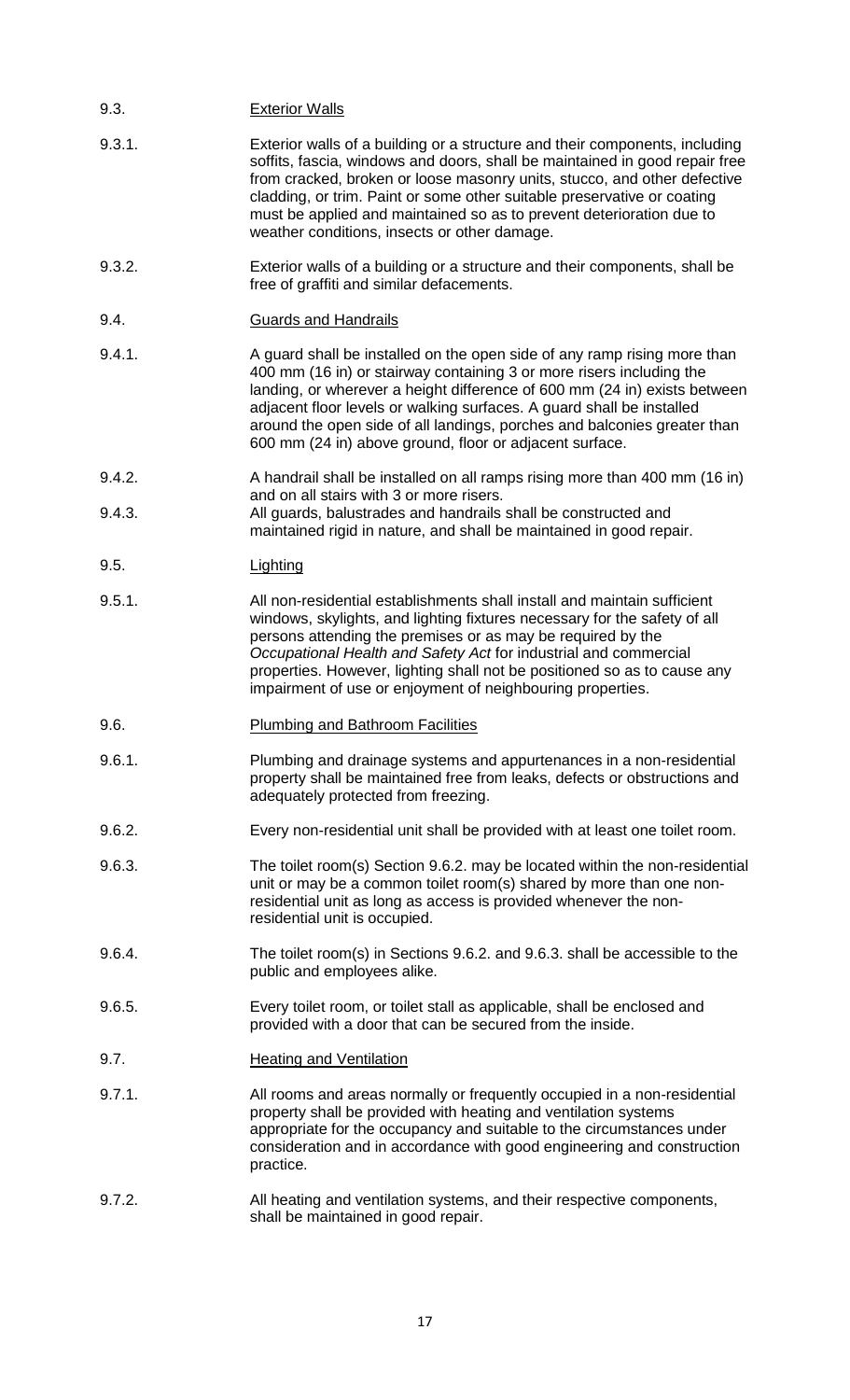### 9.3. Exterior Walls

9.3.1. Exterior walls of a building or a structure and their components, including soffits, fascia, windows and doors, shall be maintained in good repair free from cracked, broken or loose masonry units, stucco, and other defective cladding, or trim. Paint or some other suitable preservative or coating must be applied and maintained so as to prevent deterioration due to weather conditions, insects or other damage.

9.3.2. Exterior walls of a building or a structure and their components, shall be free of graffiti and similar defacements.

### 9.4. Guards and Handrails

9.4.1. A guard shall be installed on the open side of any ramp rising more than 400 mm (16 in) or stairway containing 3 or more risers including the landing, or wherever a height difference of 600 mm (24 in) exists between adjacent floor levels or walking surfaces. A guard shall be installed around the open side of all landings, porches and balconies greater than 600 mm (24 in) above ground, floor or adjacent surface.

9.4.2. A handrail shall be installed on all ramps rising more than 400 mm (16 in) and on all stairs with 3 or more risers.

9.4.3. All guards, balustrades and handrails shall be constructed and maintained rigid in nature, and shall be maintained in good repair.

### 9.5. Lighting

9.5.1. All non-residential establishments shall install and maintain sufficient windows, skylights, and lighting fixtures necessary for the safety of all persons attending the premises or as may be required by the *Occupational Health and Safety Act* for industrial and commercial properties. However, lighting shall not be positioned so as to cause any impairment of use or enjoyment of neighbouring properties.

### 9.6. Plumbing and Bathroom Facilities

9.6.1. Plumbing and drainage systems and appurtenances in a non-residential property shall be maintained free from leaks, defects or obstructions and adequately protected from freezing.

9.6.2. Every non-residential unit shall be provided with at least one toilet room.

9.6.3. The toilet room(s) Section 9.6.2. may be located within the non-residential unit or may be a common toilet room(s) shared by more than one non-residential unit as long as access is provided whenever the non-residential unit is occupied.

9.6.4. The toilet room(s) in Sections 9.6.2. and 9.6.3. shall be accessible to the public and employees alike.

9.6.5. Every toilet room, or toilet stall as applicable, shall be enclosed and provided with a door that can be secured from the inside.

### 9.7. Heating and Ventilation

9.7.1. All rooms and areas normally or frequently occupied in a non-residential property shall be provided with heating and ventilation systems appropriate for the occupancy and suitable to the circumstances under consideration and in accordance with good engineering and construction practice.

9.7.2. All heating and ventilation systems, and their respective components, shall be maintained in good repair.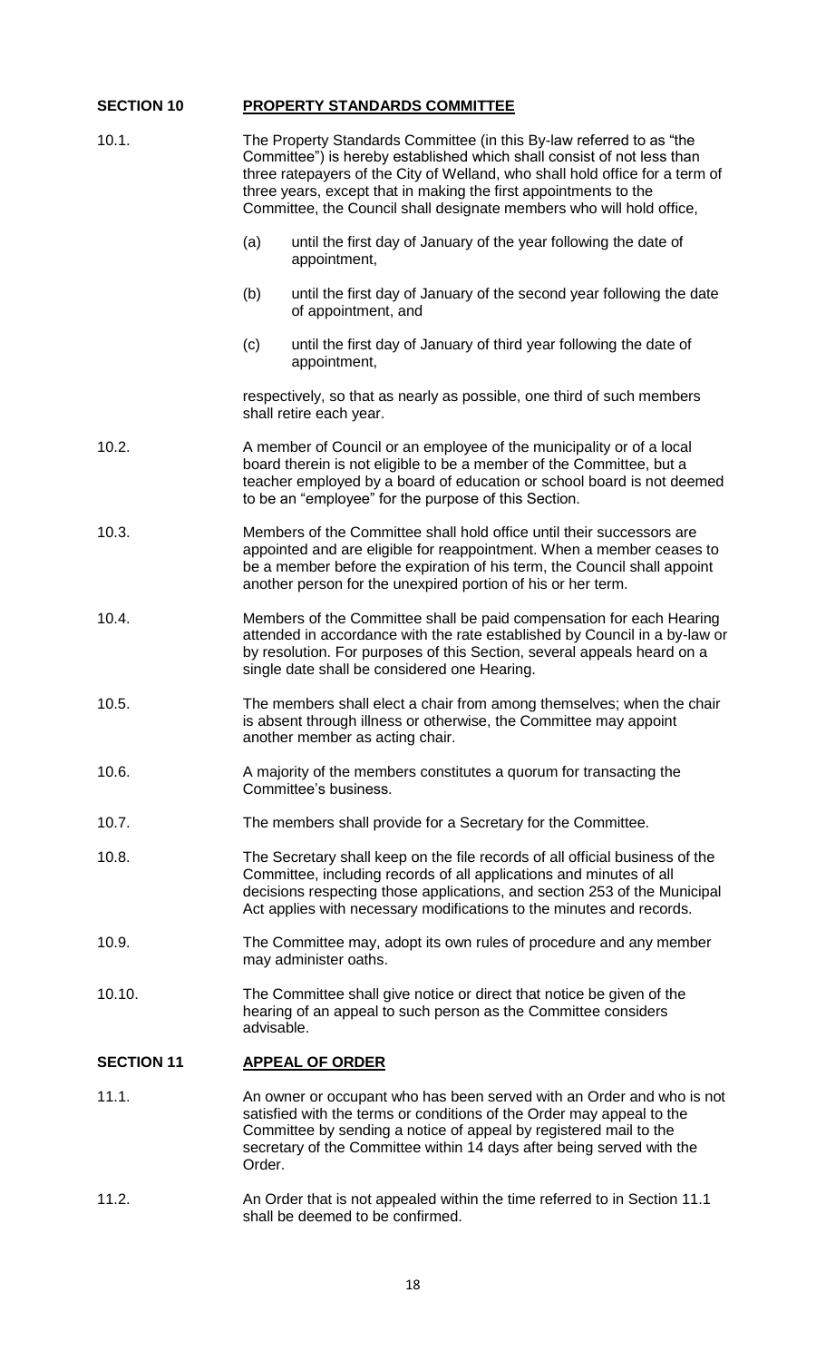## SECTION 10 PROPERTY STANDARDS COMMITTEE

10.1. The Property Standards Committee (in this By-law referred to as "the Committee") is hereby established which shall consist of not less than three ratepayers of the City of Welland, who shall hold office for a term of three years, except that in making the first appointments to the Committee, the Council shall designate members who will hold office,

(a) until the first day of January of the year following the date of appointment,

(b) until the first day of January of the second year following the date of appointment, and

(c) until the first day of January of third year following the date of appointment,

respectively, so that as nearly as possible, one third of such members shall retire each year.

10.2. A member of Council or an employee of the municipality or of a local board therein is not eligible to be a member of the Committee, but a teacher employed by a board of education or school board is not deemed to be an "employee" for the purpose of this Section.

10.3. Members of the Committee shall hold office until their successors are appointed and are eligible for reappointment. When a member ceases to be a member before the expiration of his term, the Council shall appoint another person for the unexpired portion of his or her term.

10.4. Members of the Committee shall be paid compensation for each Hearing attended in accordance with the rate established by Council in a by-law or by resolution. For purposes of this Section, several appeals heard on a single date shall be considered one Hearing.

10.5. The members shall elect a chair from among themselves; when the chair is absent through illness or otherwise, the Committee may appoint another member as acting chair.

10.6. A majority of the members constitutes a quorum for transacting the Committee's business.

10.7. The members shall provide for a Secretary for the Committee.

10.8. The Secretary shall keep on the file records of all official business of the Committee, including records of all applications and minutes of all decisions respecting those applications, and section 253 of the Municipal Act applies with necessary modifications to the minutes and records.

10.9. The Committee may, adopt its own rules of procedure and any member may administer oaths.

10.10. The Committee shall give notice or direct that notice be given of the hearing of an appeal to such person as the Committee considers advisable.

## SECTION 11 APPEAL OF ORDER

11.1. An owner or occupant who has been served with an Order and who is not satisfied with the terms or conditions of the Order may appeal to the Committee by sending a notice of appeal by registered mail to the secretary of the Committee within 14 days after being served with the Order.

11.2. An Order that is not appealed within the time referred to in Section 11.1 shall be deemed to be confirmed.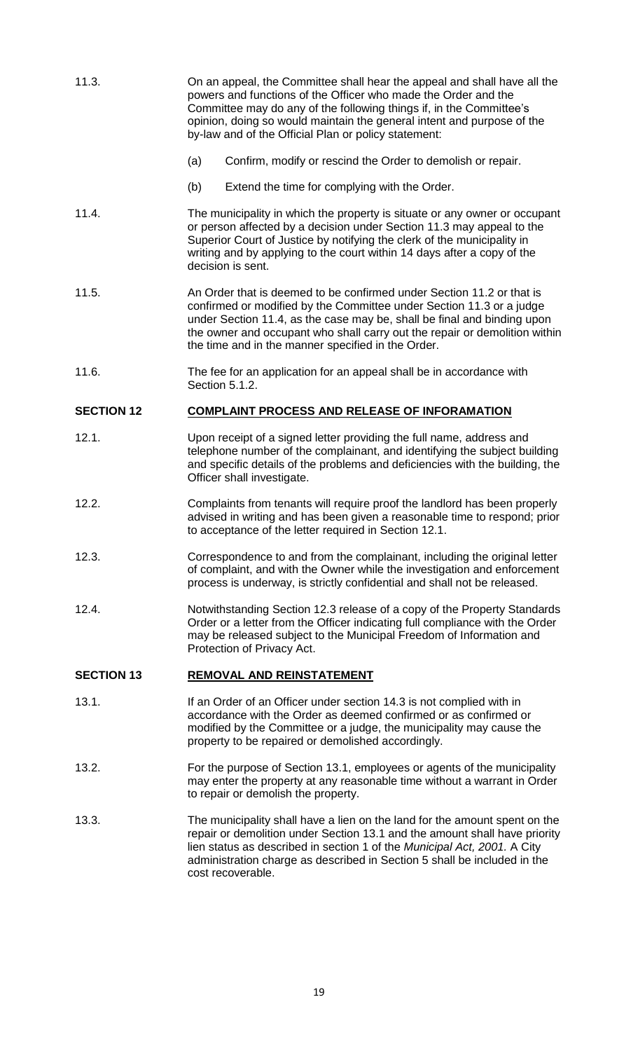11.3. On an appeal, the Committee shall hear the appeal and shall have all the powers and functions of the Officer who made the Order and the Committee may do any of the following things if, in the Committee's opinion, doing so would maintain the general intent and purpose of the by-law and of the Official Plan or policy statement:

(a) Confirm, modify or rescind the Order to demolish or repair.

(b) Extend the time for complying with the Order.

11.4. The municipality in which the property is situate or any owner or occupant or person affected by a decision under Section 11.3 may appeal to the Superior Court of Justice by notifying the clerk of the municipality in writing and by applying to the court within 14 days after a copy of the decision is sent.

11.5. An Order that is deemed to be confirmed under Section 11.2 or that is confirmed or modified by the Committee under Section 11.3 or a judge under Section 11.4, as the case may be, shall be final and binding upon the owner and occupant who shall carry out the repair or demolition within the time and in the manner specified in the Order.

11.6. The fee for an application for an appeal shall be in accordance with Section 5.1.2.

## SECTION 12 <u>COMPLAINT PROCESS AND RELEASE OF INFORAMATION</u>

12.1. Upon receipt of a signed letter providing the full name, address and telephone number of the complainant, and identifying the subject building and specific details of the problems and deficiencies with the building, the Officer shall investigate.

12.2. Complaints from tenants will require proof the landlord has been properly advised in writing and has been given a reasonable time to respond; prior to acceptance of the letter required in Section 12.1.

12.3. Correspondence to and from the complainant, including the original letter of complaint, and with the Owner while the investigation and enforcement process is underway, is strictly confidential and shall not be released.

12.4. Notwithstanding Section 12.3 release of a copy of the Property Standards Order or a letter from the Officer indicating full compliance with the Order may be released subject to the Municipal Freedom of Information and Protection of Privacy Act.

## SECTION 13 <u>REMOVAL AND REINSTATEMENT</u>

13.1. If an Order of an Officer under section 14.3 is not complied with in accordance with the Order as deemed confirmed or as confirmed or modified by the Committee or a judge, the municipality may cause the property to be repaired or demolished accordingly.

13.2. For the purpose of Section 13.1, employees or agents of the municipality may enter the property at any reasonable time without a warrant in Order to repair or demolish the property.

13.3. The municipality shall have a lien on the land for the amount spent on the repair or demolition under Section 13.1 and the amount shall have priority lien status as described in section 1 of the *Municipal Act, 2001.* A City administration charge as described in Section 5 shall be included in the cost recoverable.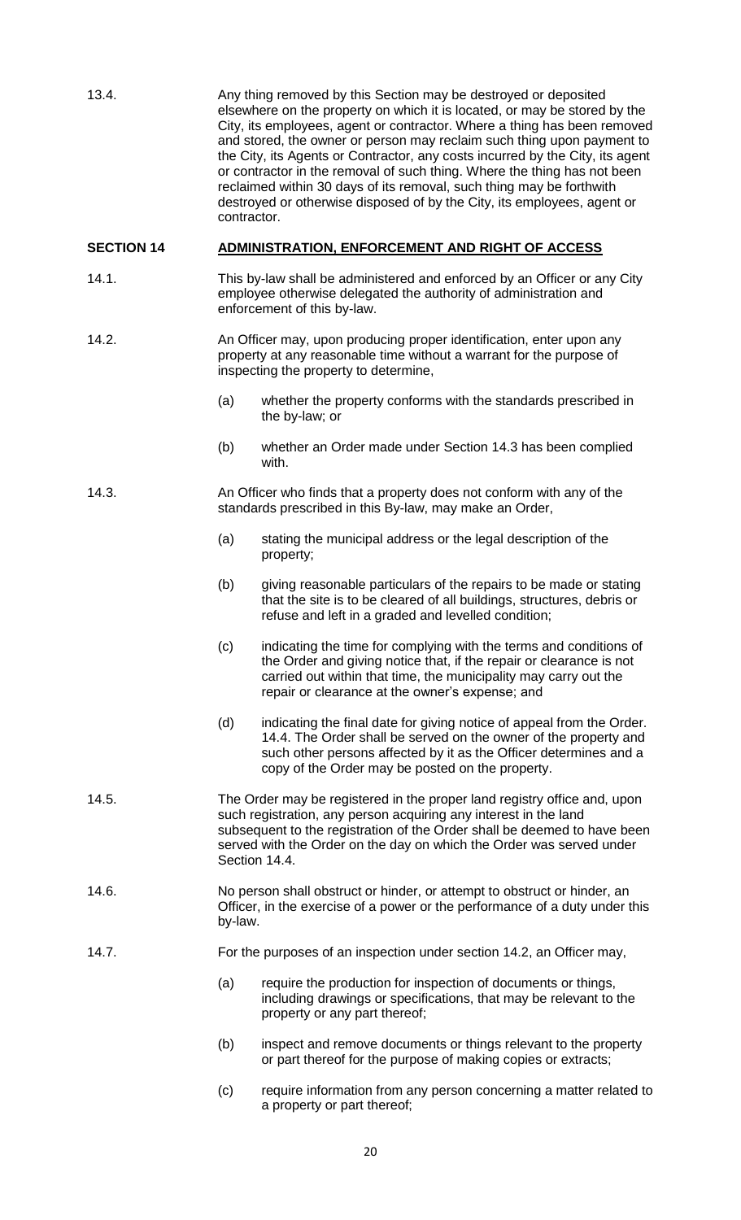13.4. Any thing removed by this Section may be destroyed or deposited elsewhere on the property on which it is located, or may be stored by the City, its employees, agent or contractor. Where a thing has been removed and stored, the owner or person may reclaim such thing upon payment to the City, its Agents or Contractor, any costs incurred by the City, its agent or contractor in the removal of such thing. Where the thing has not been reclaimed within 30 days of its removal, such thing may be forthwith destroyed or otherwise disposed of by the City, its employees, agent or contractor.

## SECTION 14 ADMINISTRATION, ENFORCEMENT AND RIGHT OF ACCESS

14.1. This by-law shall be administered and enforced by an Officer or any City employee otherwise delegated the authority of administration and enforcement of this by-law.

14.2. An Officer may, upon producing proper identification, enter upon any property at any reasonable time without a warrant for the purpose of inspecting the property to determine,

- (a) whether the property conforms with the standards prescribed in the by-law; or
- (b) whether an Order made under Section 14.3 has been complied with.

14.3. An Officer who finds that a property does not conform with any of the standards prescribed in this By-law, may make an Order,

- (a) stating the municipal address or the legal description of the property;
- (b) giving reasonable particulars of the repairs to be made or stating that the site is to be cleared of all buildings, structures, debris or refuse and left in a graded and levelled condition;
- (c) indicating the time for complying with the terms and conditions of the Order and giving notice that, if the repair or clearance is not carried out within that time, the municipality may carry out the repair or clearance at the owner's expense; and
- (d) indicating the final date for giving notice of appeal from the Order. 14.4. The Order shall be served on the owner of the property and such other persons affected by it as the Officer determines and a copy of the Order may be posted on the property.

14.5. The Order may be registered in the proper land registry office and, upon such registration, any person acquiring any interest in the land subsequent to the registration of the Order shall be deemed to have been served with the Order on the day on which the Order was served under Section 14.4.

14.6. No person shall obstruct or hinder, or attempt to obstruct or hinder, an Officer, in the exercise of a power or the performance of a duty under this by-law.

14.7. For the purposes of an inspection under section 14.2, an Officer may,

- (a) require the production for inspection of documents or things, including drawings or specifications, that may be relevant to the property or any part thereof;
- (b) inspect and remove documents or things relevant to the property or part thereof for the purpose of making copies or extracts;
- (c) require information from any person concerning a matter related to a property or part thereof;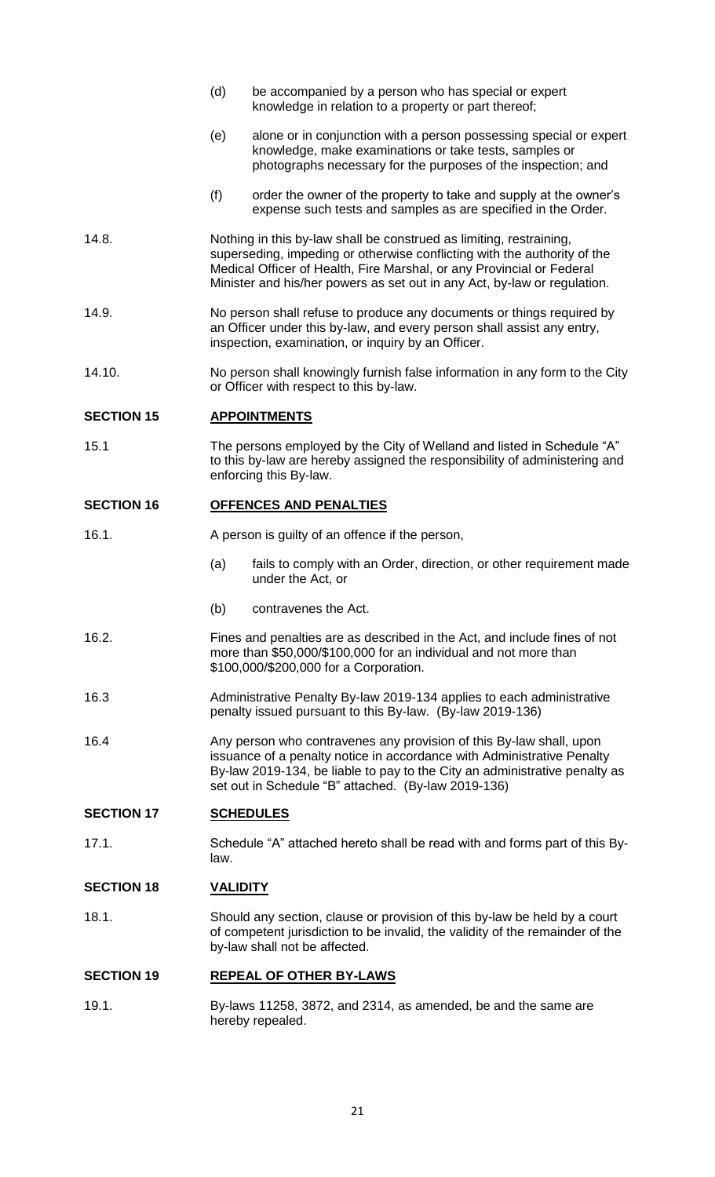(d) be accompanied by a person who has special or expert knowledge in relation to a property or part thereof;

(e) alone or in conjunction with a person possessing special or expert knowledge, make examinations or take tests, samples or photographs necessary for the purposes of the inspection; and

(f) order the owner of the property to take and supply at the owner's expense such tests and samples as are specified in the Order.

14.8. Nothing in this by-law shall be construed as limiting, restraining, superseding, impeding or otherwise conflicting with the authority of the Medical Officer of Health, Fire Marshal, or any Provincial or Federal Minister and his/her powers as set out in any Act, by-law or regulation.

14.9. No person shall refuse to produce any documents or things required by an Officer under this by-law, and every person shall assist any entry, inspection, examination, or inquiry by an Officer.

14.10. No person shall knowingly furnish false information in any form to the City or Officer with respect to this by-law.

## SECTION 15 APPOINTMENTS

15.1 The persons employed by the City of Welland and listed in Schedule "A" to this by-law are hereby assigned the responsibility of administering and enforcing this By-law.

## SECTION 16 OFFENCES AND PENALTIES

16.1. A person is guilty of an offence if the person,

(a) fails to comply with an Order, direction, or other requirement made under the Act, or

(b) contravenes the Act.

16.2. Fines and penalties are as described in the Act, and include fines of not more than $50,000/$100,000 for an individual and not more than $100,000/$200,000 for a Corporation.

16.3 Administrative Penalty By-law 2019-134 applies to each administrative penalty issued pursuant to this By-law. (By-law 2019-136)

16.4 Any person who contravenes any provision of this By-law shall, upon issuance of a penalty notice in accordance with Administrative Penalty By-law 2019-134, be liable to pay to the City an administrative penalty as set out in Schedule "B" attached. (By-law 2019-136)

## SECTION 17 SCHEDULES

17.1. Schedule "A" attached hereto shall be read with and forms part of this By-law.

## SECTION 18 VALIDITY

18.1. Should any section, clause or provision of this by-law be held by a court of competent jurisdiction to be invalid, the validity of the remainder of the by-law shall not be affected.

## SECTION 19 REPEAL OF OTHER BY-LAWS

19.1. By-laws 11258, 3872, and 2314, as amended, be and the same are hereby repealed.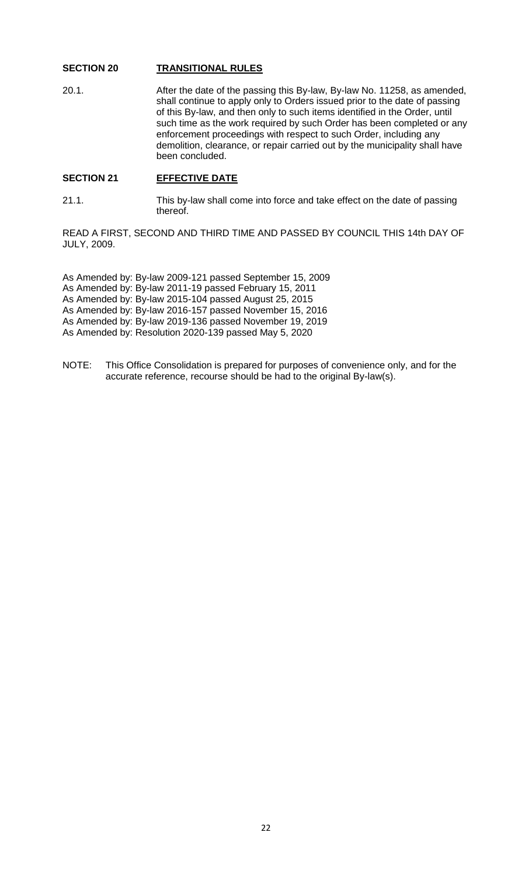## SECTION 20 TRANSITIONAL RULES

20.1. After the date of the passing this By-law, By-law No. 11258, as amended, shall continue to apply only to Orders issued prior to the date of passing of this By-law, and then only to such items identified in the Order, until such time as the work required by such Order has been completed or any enforcement proceedings with respect to such Order, including any demolition, clearance, or repair carried out by the municipality shall have been concluded.

## SECTION 21 EFFECTIVE DATE

21.1. This by-law shall come into force and take effect on the date of passing thereof.

READ A FIRST, SECOND AND THIRD TIME AND PASSED BY COUNCIL THIS 14th DAY OF JULY, 2009.

As Amended by: By-law 2009-121 passed September 15, 2009
As Amended by: By-law 2011-19 passed February 15, 2011
As Amended by: By-law 2015-104 passed August 25, 2015
As Amended by: By-law 2016-157 passed November 15, 2016
As Amended by: By-law 2019-136 passed November 19, 2019
As Amended by: Resolution 2020-139 passed May 5, 2020

NOTE: This Office Consolidation is prepared for purposes of convenience only, and for the accurate reference, recourse should be had to the original By-law(s).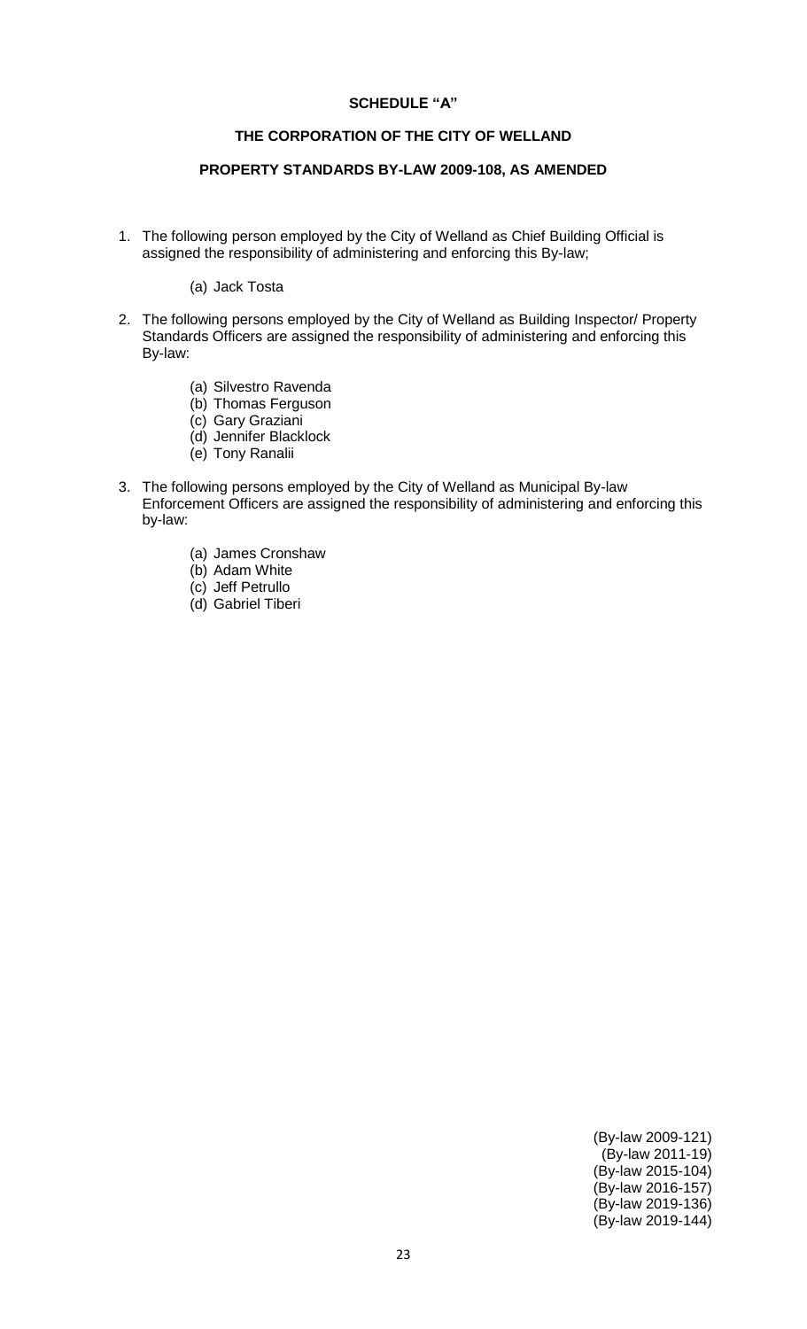**SCHEDULE "A"**

**THE CORPORATION OF THE CITY OF WELLAND**

**PROPERTY STANDARDS BY-LAW 2009-108, AS AMENDED**

1. The following person employed by the City of Welland as Chief Building Official is assigned the responsibility of administering and enforcing this By-law;

   (a) Jack Tosta

2. The following persons employed by the City of Welland as Building Inspector/ Property Standards Officers are assigned the responsibility of administering and enforcing this By-law:

   (a) Silvestro Ravenda
   (b) Thomas Ferguson
   (c) Gary Graziani
   (d) Jennifer Blacklock
   (e) Tony Ranalii

3. The following persons employed by the City of Welland as Municipal By-law Enforcement Officers are assigned the responsibility of administering and enforcing this by-law:

   (a) James Cronshaw
   (b) Adam White
   (c) Jeff Petrullo
   (d) Gabriel Tiberi

(By-law 2009-121)
(By-law 2011-19)
(By-law 2015-104)
(By-law 2016-157)
(By-law 2019-136)
(By-law 2019-144)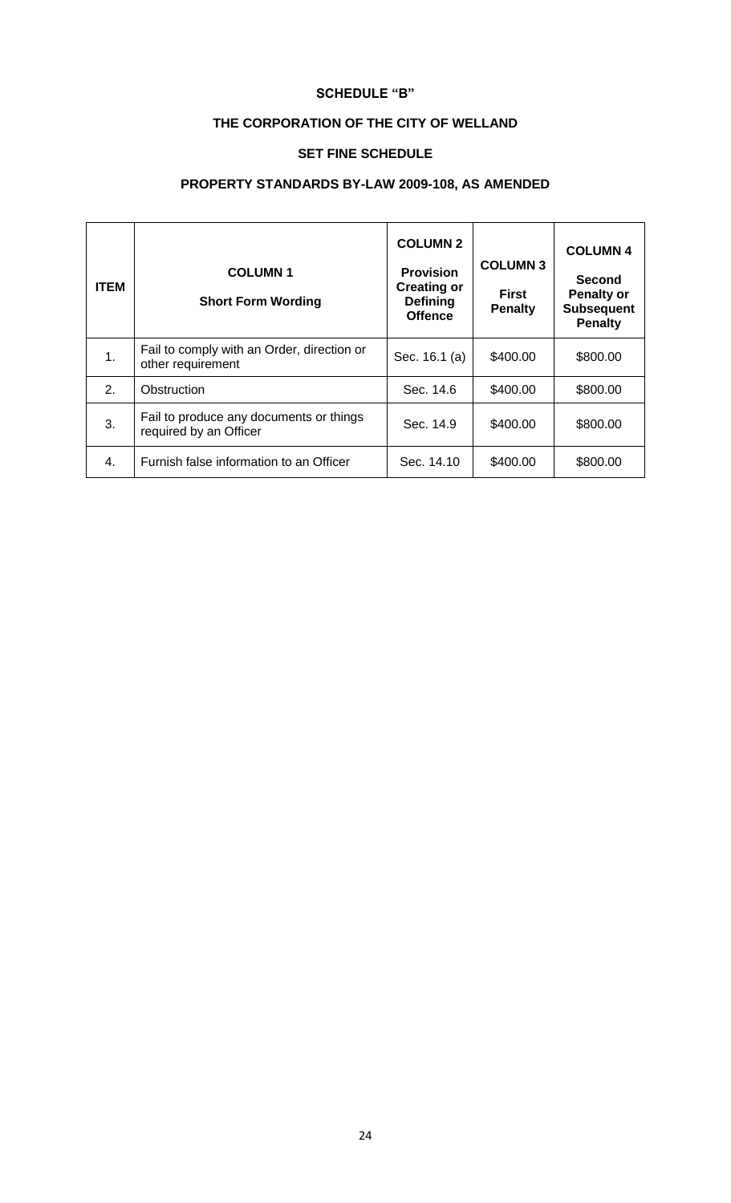**SCHEDULE "B"**

**THE CORPORATION OF THE CITY OF WELLAND**

**SET FINE SCHEDULE**

**PROPERTY STANDARDS BY-LAW 2009-108, AS AMENDED**

| **ITEM** | **COLUMN 1** **Short Form Wording** | **COLUMN 2** **Provision Creating or Defining Offence** | **COLUMN 3** **First Penalty** | **COLUMN 4** **Second Penalty or Subsequent Penalty** |
|---|---|---|---|---|
| 1. | Fail to comply with an Order, direction or other requirement | Sec. 16.1 (a) | $400.00 | $800.00 |
| 2. | Obstruction | Sec. 14.6 | $400.00 | $800.00 |
| 3. | Fail to produce any documents or things required by an Officer | Sec. 14.9 | $400.00 | $800.00 |
| 4. | Furnish false information to an Officer | Sec. 14.10 | $400.00 | $800.00 |